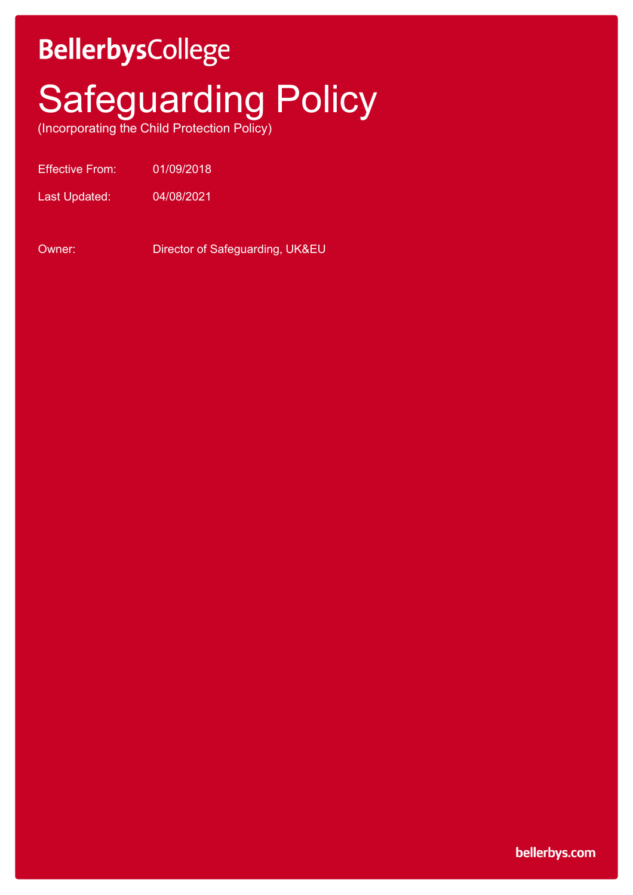BellerbysCollege

# Safeguarding Policy

(Incorporating the Child Protection Policy)

Effective From: 01/09/2018

Last Updated: 04/08/2021

Owner: Director of Safeguarding, UK&EU

bellerbys.com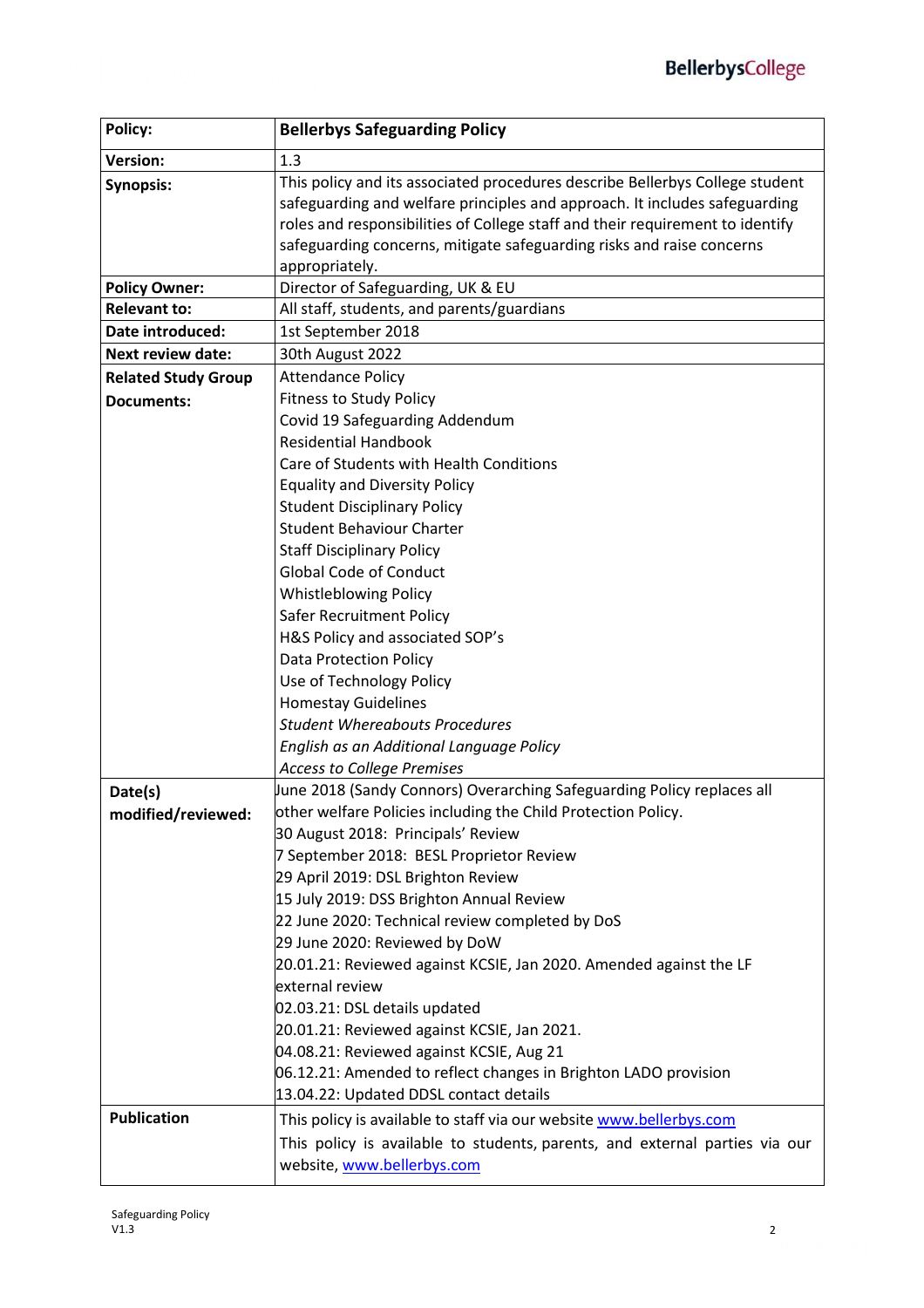| Policy: | Bellerbys Safeguarding Policy |
| --- | --- |
| Version: | 1.3 |
| Synopsis: | This policy and its associated procedures describe Bellerbys College student safeguarding and welfare principles and approach. It includes safeguarding roles and responsibilities of College staff and their requirement to identify safeguarding concerns, mitigate safeguarding risks and raise concerns appropriately. |
| Policy Owner: | Director of Safeguarding, UK & EU |
| Relevant to: | All staff, students, and parents/guardians |
| Date introduced: | 1st September 2018 |
| Next review date: | 30th August 2022 |
| Related Study Group Documents: | Attendance Policy<br>Fitness to Study Policy<br>Covid 19 Safeguarding Addendum<br>Residential Handbook<br>Care of Students with Health Conditions<br>Equality and Diversity Policy<br>Student Disciplinary Policy<br>Student Behaviour Charter<br>Staff Disciplinary Policy<br>Global Code of Conduct<br>Whistleblowing Policy<br>Safer Recruitment Policy<br>H&S Policy and associated SOP's<br>Data Protection Policy<br>Use of Technology Policy<br>Homestay Guidelines<br>*Student Whereabouts Procedures*<br>*English as an Additional Language Policy*<br>*Access to College Premises* |
| Date(s) modified/reviewed: | June 2018 (Sandy Connors) Overarching Safeguarding Policy replaces all other welfare Policies including the Child Protection Policy.<br>30 August 2018: Principals' Review<br>7 September 2018: BESL Proprietor Review<br>29 April 2019: DSL Brighton Review<br>15 July 2019: DSS Brighton Annual Review<br>22 June 2020: Technical review completed by DoS<br>29 June 2020: Reviewed by DoW<br>20.01.21: Reviewed against KCSIE, Jan 2020. Amended against the LF external review<br>02.03.21: DSL details updated<br>20.01.21: Reviewed against KCSIE, Jan 2021.<br>04.08.21: Reviewed against KCSIE, Aug 21<br>06.12.21: Amended to reflect changes in Brighton LADO provision<br>13.04.22: Updated DDSL contact details |
| Publication | This policy is available to staff via our website www.bellerbys.com<br>This policy is available to students, parents, and external parties via our website, www.bellerbys.com |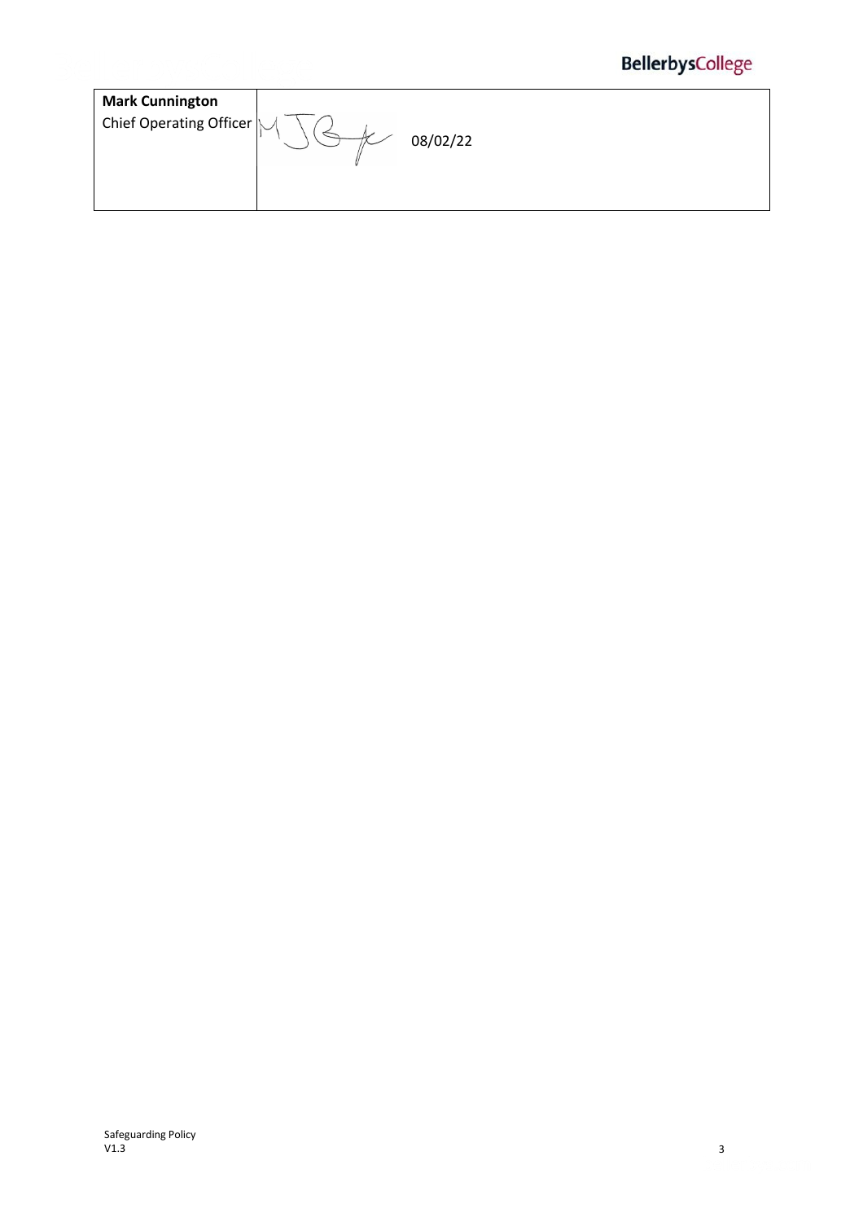| **Mark Cunnington**<br>Chief Operating Officer | 08/02/22 |
|---|---|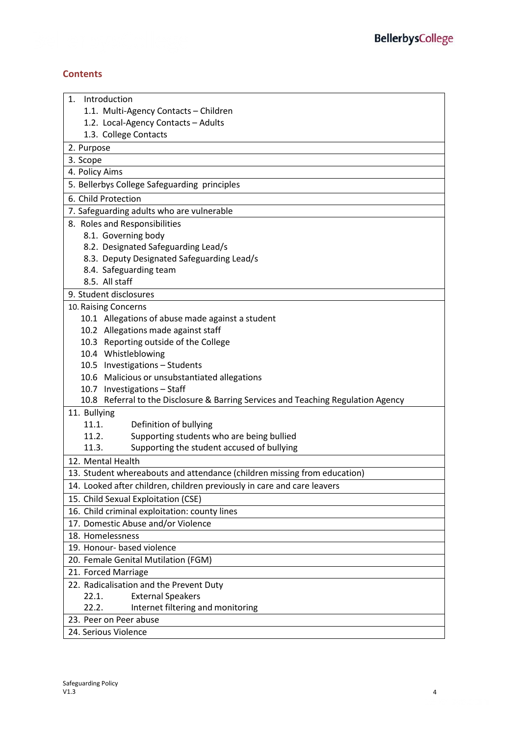## Contents

1. Introduction
    - 1.1. Multi-Agency Contacts – Children
    - 1.2. Local-Agency Contacts – Adults
    - 1.3. College Contacts
2. Purpose
3. Scope
4. Policy Aims
5. Bellerbys College Safeguarding principles
6. Child Protection
7. Safeguarding adults who are vulnerable
8. Roles and Responsibilities
    - 8.1. Governing body
    - 8.2. Designated Safeguarding Lead/s
    - 8.3. Deputy Designated Safeguarding Lead/s
    - 8.4. Safeguarding team
    - 8.5. All staff
9. Student disclosures
10. Raising Concerns
    - 10.1 Allegations of abuse made against a student
    - 10.2 Allegations made against staff
    - 10.3 Reporting outside of the College
    - 10.4 Whistleblowing
    - 10.5 Investigations – Students
    - 10.6 Malicious or unsubstantiated allegations
    - 10.7 Investigations – Staff
    - 10.8 Referral to the Disclosure & Barring Services and Teaching Regulation Agency
11. Bullying
    - 11.1. Definition of bullying
    - 11.2. Supporting students who are being bullied
    - 11.3. Supporting the student accused of bullying
12. Mental Health
13. Student whereabouts and attendance (children missing from education)
14. Looked after children, children previously in care and care leavers
15. Child Sexual Exploitation (CSE)
16. Child criminal exploitation: county lines
17. Domestic Abuse and/or Violence
18. Homelessness
19. Honour- based violence
20. Female Genital Mutilation (FGM)
21. Forced Marriage
22. Radicalisation and the Prevent Duty
    - 22.1. External Speakers
    - 22.2. Internet filtering and monitoring
23. Peer on Peer abuse
24. Serious Violence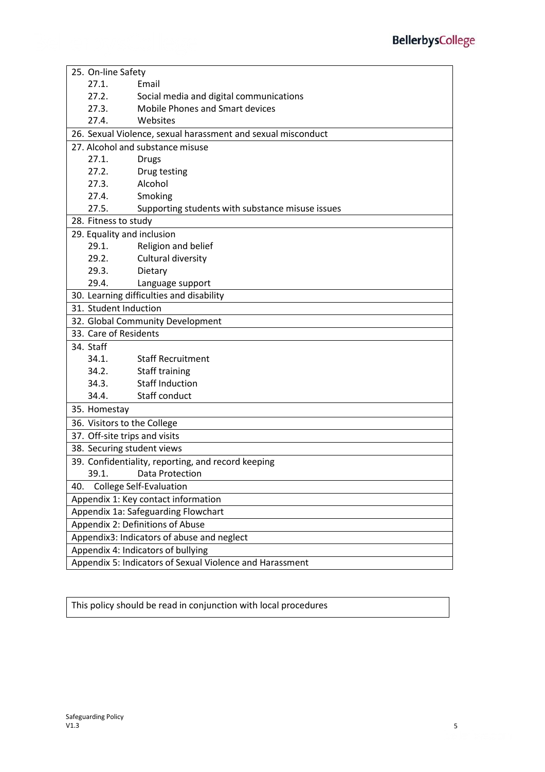| Contents |
| --- |
| 25. On-line Safety<br>27.1. Email<br>27.2. Social media and digital communications<br>27.3. Mobile Phones and Smart devices<br>27.4. Websites |
| 26. Sexual Violence, sexual harassment and sexual misconduct |
| 27. Alcohol and substance misuse<br>27.1. Drugs<br>27.2. Drug testing<br>27.3. Alcohol<br>27.4. Smoking<br>27.5. Supporting students with substance misuse issues |
| 28. Fitness to study |
| 29. Equality and inclusion<br>29.1. Religion and belief<br>29.2. Cultural diversity<br>29.3. Dietary<br>29.4. Language support |
| 30. Learning difficulties and disability |
| 31. Student Induction |
| 32. Global Community Development |
| 33. Care of Residents |
| 34. Staff<br>34.1. Staff Recruitment<br>34.2. Staff training<br>34.3. Staff Induction<br>34.4. Staff conduct |
| 35. Homestay |
| 36. Visitors to the College |
| 37. Off-site trips and visits |
| 38. Securing student views |
| 39. Confidentiality, reporting, and record keeping<br>39.1. Data Protection |
| 40. College Self-Evaluation |
| Appendix 1: Key contact information |
| Appendix 1a: Safeguarding Flowchart |
| Appendix 2: Definitions of Abuse |
| Appendix3: Indicators of abuse and neglect |
| Appendix 4: Indicators of bullying |
| Appendix 5: Indicators of Sexual Violence and Harassment |

This policy should be read in conjunction with local procedures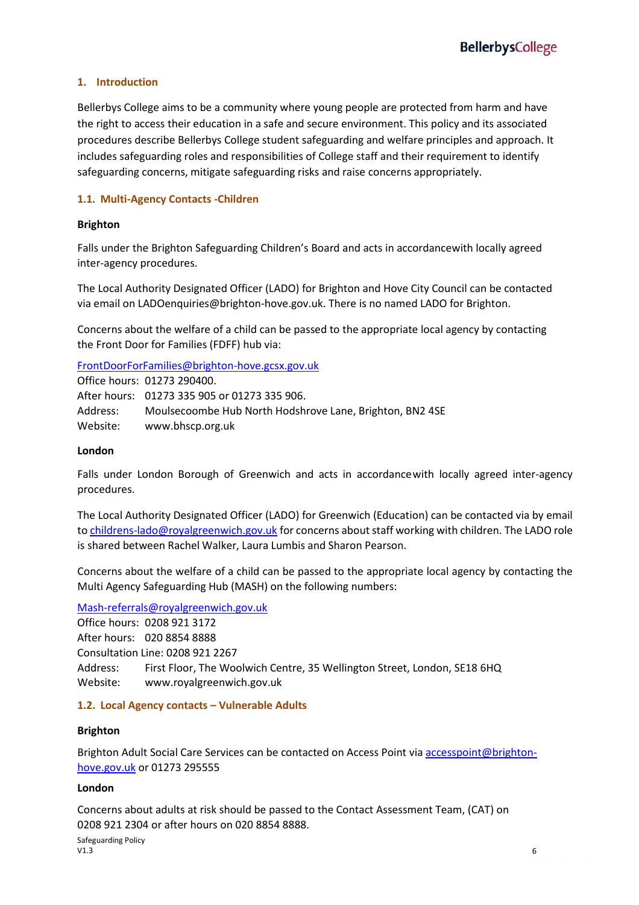## 1. Introduction

Bellerbys College aims to be a community where young people are protected from harm and have the right to access their education in a safe and secure environment. This policy and its associated procedures describe Bellerbys College student safeguarding and welfare principles and approach. It includes safeguarding roles and responsibilities of College staff and their requirement to identify safeguarding concerns, mitigate safeguarding risks and raise concerns appropriately.

### 1.1. Multi-Agency Contacts -Children

**Brighton**

Falls under the Brighton Safeguarding Children's Board and acts in accordancewith locally agreed inter-agency procedures.

The Local Authority Designated Officer (LADO) for Brighton and Hove City Council can be contacted via email on LADOenquiries@brighton-hove.gov.uk. There is no named LADO for Brighton.

Concerns about the welfare of a child can be passed to the appropriate local agency by contacting the Front Door for Families (FDFF) hub via:

FrontDoorForFamilies@brighton-hove.gcsx.gov.uk
Office hours: 01273 290400.
After hours: 01273 335 905 or 01273 335 906.
Address: Moulsecoombe Hub North Hodshrove Lane, Brighton, BN2 4SE
Website: www.bhscp.org.uk

**London**

Falls under London Borough of Greenwich and acts in accordancewith locally agreed inter-agency procedures.

The Local Authority Designated Officer (LADO) for Greenwich (Education) can be contacted via by email to childrens-lado@royalgreenwich.gov.uk for concerns about staff working with children. The LADO role is shared between Rachel Walker, Laura Lumbis and Sharon Pearson.

Concerns about the welfare of a child can be passed to the appropriate local agency by contacting the Multi Agency Safeguarding Hub (MASH) on the following numbers:

Mash-referrals@royalgreenwich.gov.uk
Office hours: 0208 921 3172
After hours: 020 8854 8888
Consultation Line: 0208 921 2267
Address: First Floor, The Woolwich Centre, 35 Wellington Street, London, SE18 6HQ
Website: www.royalgreenwich.gov.uk

### 1.2. Local Agency contacts – Vulnerable Adults

**Brighton**

Brighton Adult Social Care Services can be contacted on Access Point via accesspoint@brighton-hove.gov.uk or 01273 295555

**London**

Concerns about adults at risk should be passed to the Contact Assessment Team, (CAT) on 0208 921 2304 or after hours on 020 8854 8888.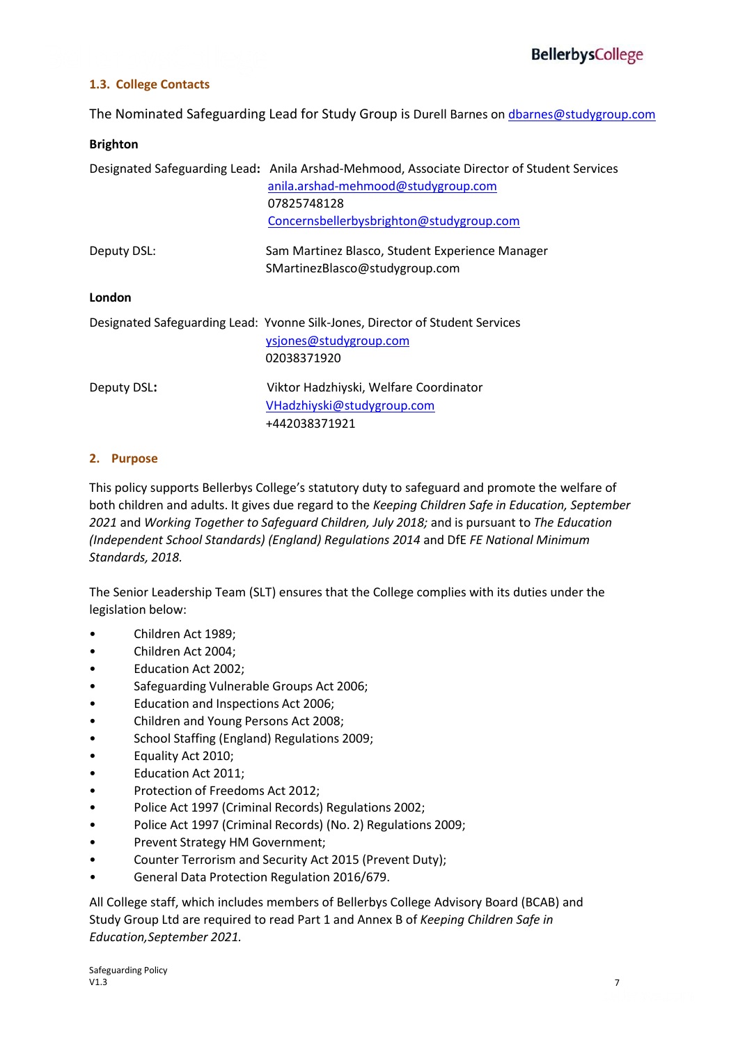### 1.3. College Contacts

The Nominated Safeguarding Lead for Study Group is Durell Barnes on dbarnes@studygroup.com

**Brighton**

Designated Safeguarding Lead**:** Anila Arshad-Mehmood, Associate Director of Student Services
anila.arshad-mehmood@studygroup.com
07825748128
Concernsbellerbysbrighton@studygroup.com

Deputy DSL: Sam Martinez Blasco, Student Experience Manager
SMartinezBlasco@studygroup.com

**London**

Designated Safeguarding Lead: Yvonne Silk-Jones, Director of Student Services
ysjones@studygroup.com
02038371920

Deputy DSL**:** Viktor Hadzhiyski, Welfare Coordinator
VHadzhiyski@studygroup.com
+442038371921

## 2. Purpose

This policy supports Bellerbys College's statutory duty to safeguard and promote the welfare of both children and adults. It gives due regard to the *Keeping Children Safe in Education, September 2021* and *Working Together to Safeguard Children, July 2018;* and is pursuant to *The Education (Independent School Standards) (England) Regulations 2014* and DfE *FE National Minimum Standards, 2018.*

The Senior Leadership Team (SLT) ensures that the College complies with its duties under the legislation below:

- Children Act 1989;
- Children Act 2004;
- Education Act 2002;
- Safeguarding Vulnerable Groups Act 2006;
- Education and Inspections Act 2006;
- Children and Young Persons Act 2008;
- School Staffing (England) Regulations 2009;
- Equality Act 2010;
- Education Act 2011;
- Protection of Freedoms Act 2012;
- Police Act 1997 (Criminal Records) Regulations 2002;
- Police Act 1997 (Criminal Records) (No. 2) Regulations 2009;
- Prevent Strategy HM Government;
- Counter Terrorism and Security Act 2015 (Prevent Duty);
- General Data Protection Regulation 2016/679.

All College staff, which includes members of Bellerbys College Advisory Board (BCAB) and Study Group Ltd are required to read Part 1 and Annex B of *Keeping Children Safe in Education,September 2021.*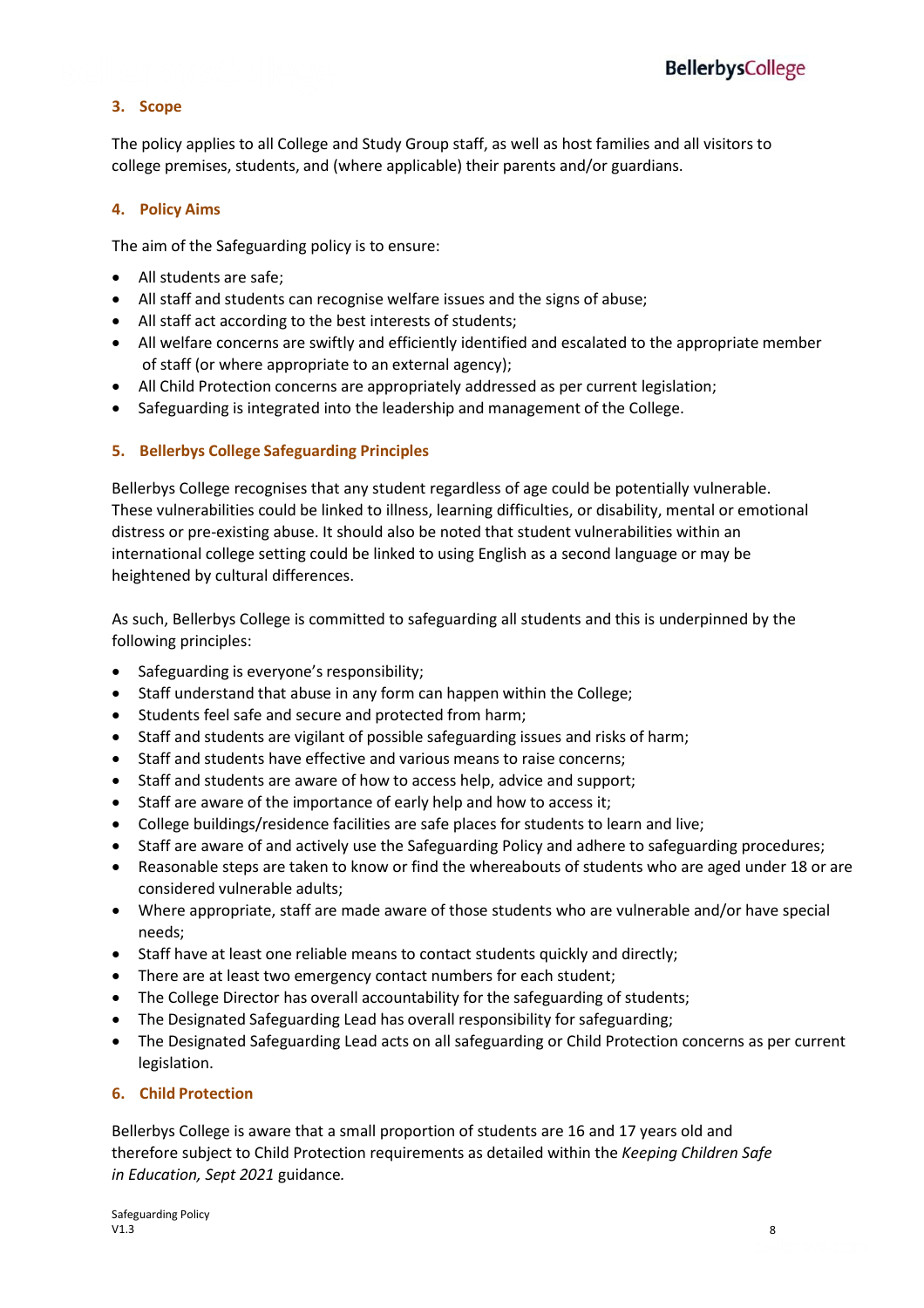## 3. Scope

The policy applies to all College and Study Group staff, as well as host families and all visitors to college premises, students, and (where applicable) their parents and/or guardians.

## 4. Policy Aims

The aim of the Safeguarding policy is to ensure:

- All students are safe;
- All staff and students can recognise welfare issues and the signs of abuse;
- All staff act according to the best interests of students;
- All welfare concerns are swiftly and efficiently identified and escalated to the appropriate member of staff (or where appropriate to an external agency);
- All Child Protection concerns are appropriately addressed as per current legislation;
- Safeguarding is integrated into the leadership and management of the College.

## 5. Bellerbys College Safeguarding Principles

Bellerbys College recognises that any student regardless of age could be potentially vulnerable. These vulnerabilities could be linked to illness, learning difficulties, or disability, mental or emotional distress or pre-existing abuse. It should also be noted that student vulnerabilities within an international college setting could be linked to using English as a second language or may be heightened by cultural differences.

As such, Bellerbys College is committed to safeguarding all students and this is underpinned by the following principles:

- Safeguarding is everyone's responsibility;
- Staff understand that abuse in any form can happen within the College;
- Students feel safe and secure and protected from harm;
- Staff and students are vigilant of possible safeguarding issues and risks of harm;
- Staff and students have effective and various means to raise concerns;
- Staff and students are aware of how to access help, advice and support;
- Staff are aware of the importance of early help and how to access it;
- College buildings/residence facilities are safe places for students to learn and live;
- Staff are aware of and actively use the Safeguarding Policy and adhere to safeguarding procedures;
- Reasonable steps are taken to know or find the whereabouts of students who are aged under 18 or are considered vulnerable adults;
- Where appropriate, staff are made aware of those students who are vulnerable and/or have special needs;
- Staff have at least one reliable means to contact students quickly and directly;
- There are at least two emergency contact numbers for each student;
- The College Director has overall accountability for the safeguarding of students;
- The Designated Safeguarding Lead has overall responsibility for safeguarding;
- The Designated Safeguarding Lead acts on all safeguarding or Child Protection concerns as per current legislation.

## 6. Child Protection

Bellerbys College is aware that a small proportion of students are 16 and 17 years old and therefore subject to Child Protection requirements as detailed within the *Keeping Children Safe in Education, Sept 2021* guidance.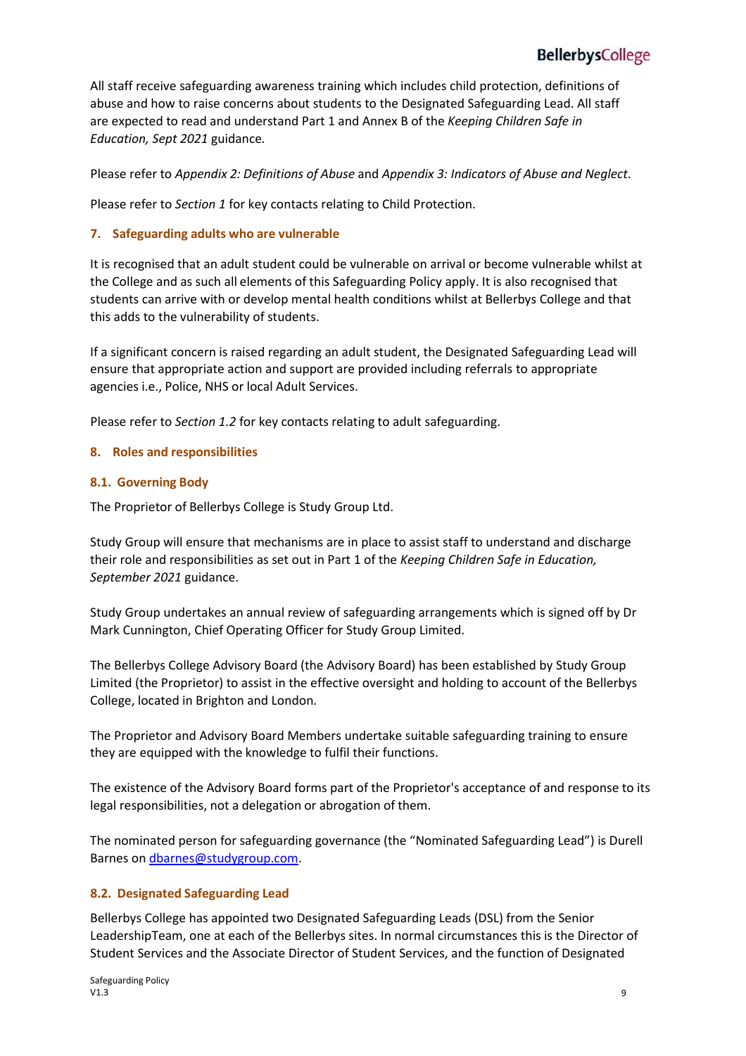All staff receive safeguarding awareness training which includes child protection, definitions of abuse and how to raise concerns about students to the Designated Safeguarding Lead. All staff are expected to read and understand Part 1 and Annex B of the *Keeping Children Safe in Education, Sept 2021* guidance.

Please refer to *Appendix 2: Definitions of Abuse* and *Appendix 3: Indicators of Abuse and Neglect*.

Please refer to *Section 1* for key contacts relating to Child Protection.

## 7. Safeguarding adults who are vulnerable

It is recognised that an adult student could be vulnerable on arrival or become vulnerable whilst at the College and as such all elements of this Safeguarding Policy apply. It is also recognised that students can arrive with or develop mental health conditions whilst at Bellerbys College and that this adds to the vulnerability of students.

If a significant concern is raised regarding an adult student, the Designated Safeguarding Lead will ensure that appropriate action and support are provided including referrals to appropriate agencies i.e., Police, NHS or local Adult Services.

Please refer to *Section 1.2* for key contacts relating to adult safeguarding.

## 8. Roles and responsibilities

### 8.1. Governing Body

The Proprietor of Bellerbys College is Study Group Ltd.

Study Group will ensure that mechanisms are in place to assist staff to understand and discharge their role and responsibilities as set out in Part 1 of the *Keeping Children Safe in Education, September 2021* guidance.

Study Group undertakes an annual review of safeguarding arrangements which is signed off by Dr Mark Cunnington, Chief Operating Officer for Study Group Limited.

The Bellerbys College Advisory Board (the Advisory Board) has been established by Study Group Limited (the Proprietor) to assist in the effective oversight and holding to account of the Bellerbys College, located in Brighton and London.

The Proprietor and Advisory Board Members undertake suitable safeguarding training to ensure they are equipped with the knowledge to fulfil their functions.

The existence of the Advisory Board forms part of the Proprietor's acceptance of and response to its legal responsibilities, not a delegation or abrogation of them.

The nominated person for safeguarding governance (the "Nominated Safeguarding Lead") is Durell Barnes on dbarnes@studygroup.com.

### 8.2. Designated Safeguarding Lead

Bellerbys College has appointed two Designated Safeguarding Leads (DSL) from the Senior LeadershipTeam, one at each of the Bellerbys sites. In normal circumstances this is the Director of Student Services and the Associate Director of Student Services, and the function of Designated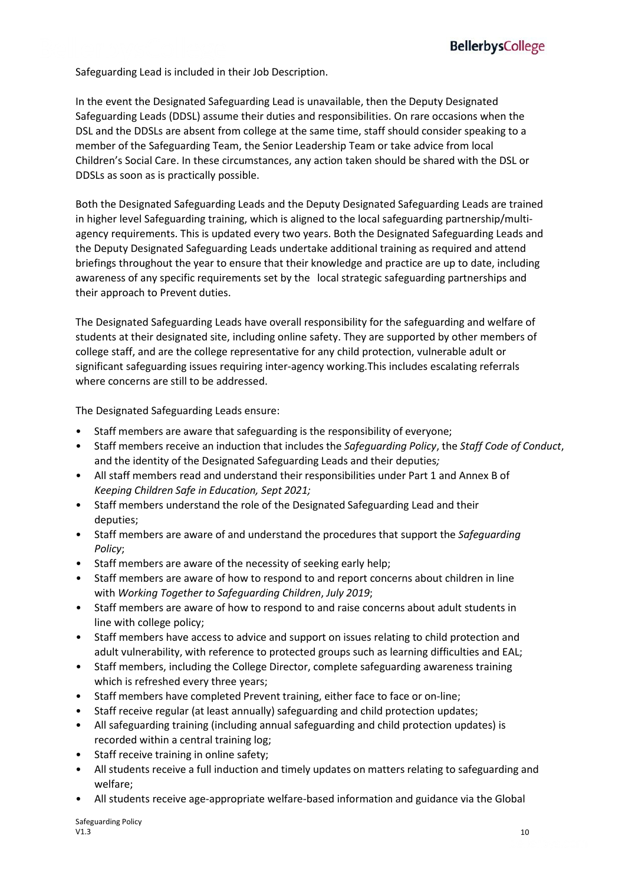Safeguarding Lead is included in their Job Description.

In the event the Designated Safeguarding Lead is unavailable, then the Deputy Designated Safeguarding Leads (DDSL) assume their duties and responsibilities. On rare occasions when the DSL and the DDSLs are absent from college at the same time, staff should consider speaking to a member of the Safeguarding Team, the Senior Leadership Team or take advice from local Children's Social Care. In these circumstances, any action taken should be shared with the DSL or DDSLs as soon as is practically possible.

Both the Designated Safeguarding Leads and the Deputy Designated Safeguarding Leads are trained in higher level Safeguarding training, which is aligned to the local safeguarding partnership/multi-agency requirements. This is updated every two years. Both the Designated Safeguarding Leads and the Deputy Designated Safeguarding Leads undertake additional training as required and attend briefings throughout the year to ensure that their knowledge and practice are up to date, including awareness of any specific requirements set by the local strategic safeguarding partnerships and their approach to Prevent duties.

The Designated Safeguarding Leads have overall responsibility for the safeguarding and welfare of students at their designated site, including online safety. They are supported by other members of college staff, and are the college representative for any child protection, vulnerable adult or significant safeguarding issues requiring inter-agency working.This includes escalating referrals where concerns are still to be addressed.

The Designated Safeguarding Leads ensure:

- Staff members are aware that safeguarding is the responsibility of everyone;
- Staff members receive an induction that includes the *Safeguarding Policy*, the *Staff Code of Conduct*, and the identity of the Designated Safeguarding Leads and their deputies*;*
- All staff members read and understand their responsibilities under Part 1 and Annex B of *Keeping Children Safe in Education, Sept 2021;*
- Staff members understand the role of the Designated Safeguarding Lead and their deputies;
- Staff members are aware of and understand the procedures that support the *Safeguarding Policy*;
- Staff members are aware of the necessity of seeking early help;
- Staff members are aware of how to respond to and report concerns about children in line with *Working Together to Safeguarding Children*, *July 2019*;
- Staff members are aware of how to respond to and raise concerns about adult students in line with college policy;
- Staff members have access to advice and support on issues relating to child protection and adult vulnerability, with reference to protected groups such as learning difficulties and EAL;
- Staff members, including the College Director, complete safeguarding awareness training which is refreshed every three years;
- Staff members have completed Prevent training, either face to face or on-line;
- Staff receive regular (at least annually) safeguarding and child protection updates;
- All safeguarding training (including annual safeguarding and child protection updates) is recorded within a central training log;
- Staff receive training in online safety;
- All students receive a full induction and timely updates on matters relating to safeguarding and welfare;
- All students receive age-appropriate welfare-based information and guidance via the Global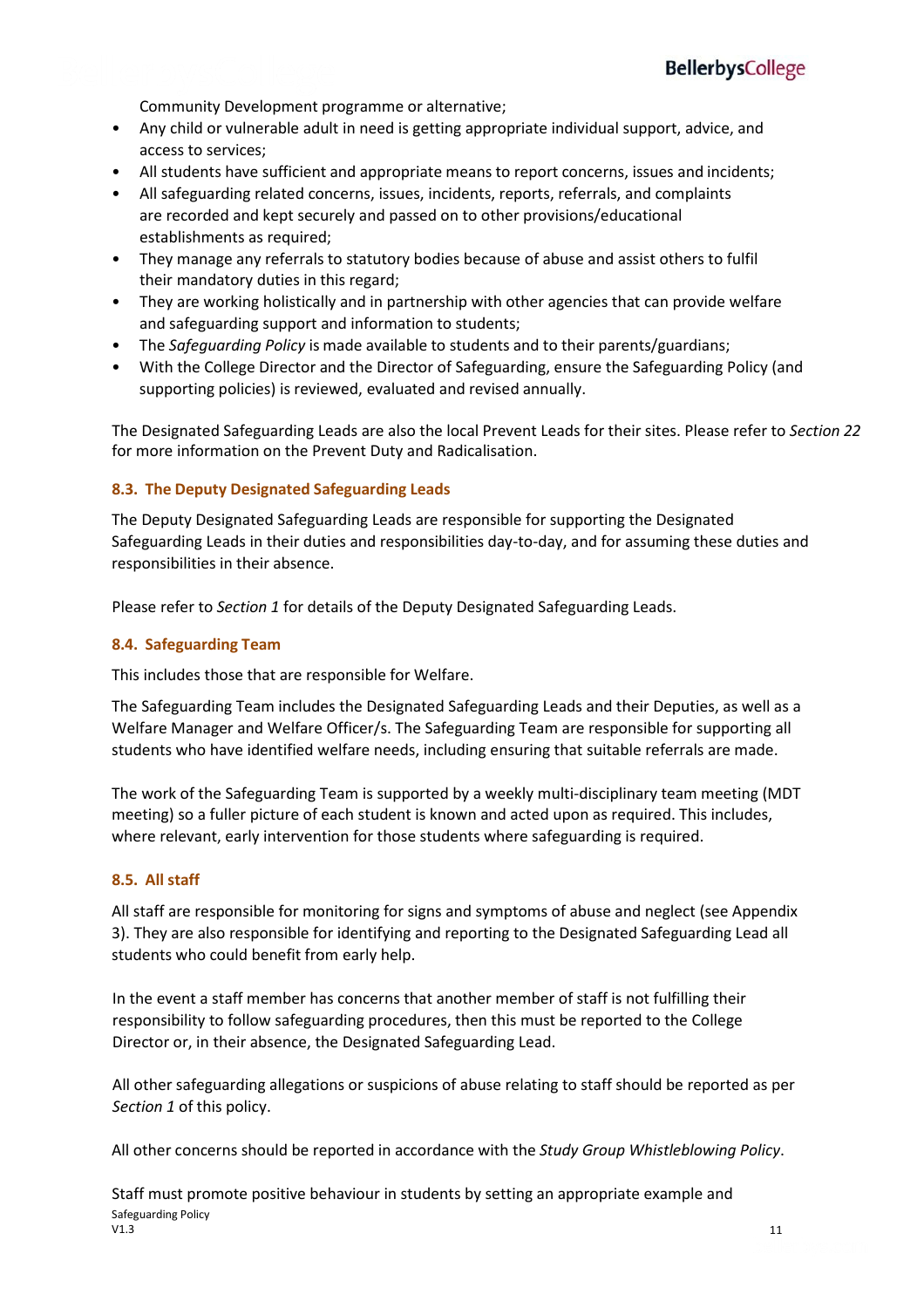Community Development programme or alternative;

- Any child or vulnerable adult in need is getting appropriate individual support, advice, and access to services;
- All students have sufficient and appropriate means to report concerns, issues and incidents;
- All safeguarding related concerns, issues, incidents, reports, referrals, and complaints are recorded and kept securely and passed on to other provisions/educational establishments as required;
- They manage any referrals to statutory bodies because of abuse and assist others to fulfil their mandatory duties in this regard;
- They are working holistically and in partnership with other agencies that can provide welfare and safeguarding support and information to students;
- The *Safeguarding Policy* is made available to students and to their parents/guardians;
- With the College Director and the Director of Safeguarding, ensure the Safeguarding Policy (and supporting policies) is reviewed, evaluated and revised annually.

The Designated Safeguarding Leads are also the local Prevent Leads for their sites. Please refer to *Section 22* for more information on the Prevent Duty and Radicalisation.

### 8.3. The Deputy Designated Safeguarding Leads

The Deputy Designated Safeguarding Leads are responsible for supporting the Designated Safeguarding Leads in their duties and responsibilities day-to-day, and for assuming these duties and responsibilities in their absence.

Please refer to *Section 1* for details of the Deputy Designated Safeguarding Leads.

### 8.4. Safeguarding Team

This includes those that are responsible for Welfare.

The Safeguarding Team includes the Designated Safeguarding Leads and their Deputies, as well as a Welfare Manager and Welfare Officer/s. The Safeguarding Team are responsible for supporting all students who have identified welfare needs, including ensuring that suitable referrals are made.

The work of the Safeguarding Team is supported by a weekly multi-disciplinary team meeting (MDT meeting) so a fuller picture of each student is known and acted upon as required. This includes, where relevant, early intervention for those students where safeguarding is required.

### 8.5. All staff

All staff are responsible for monitoring for signs and symptoms of abuse and neglect (see Appendix 3). They are also responsible for identifying and reporting to the Designated Safeguarding Lead all students who could benefit from early help.

In the event a staff member has concerns that another member of staff is not fulfilling their responsibility to follow safeguarding procedures, then this must be reported to the College Director or, in their absence, the Designated Safeguarding Lead.

All other safeguarding allegations or suspicions of abuse relating to staff should be reported as per *Section 1* of this policy.

All other concerns should be reported in accordance with the *Study Group Whistleblowing Policy*.

Staff must promote positive behaviour in students by setting an appropriate example and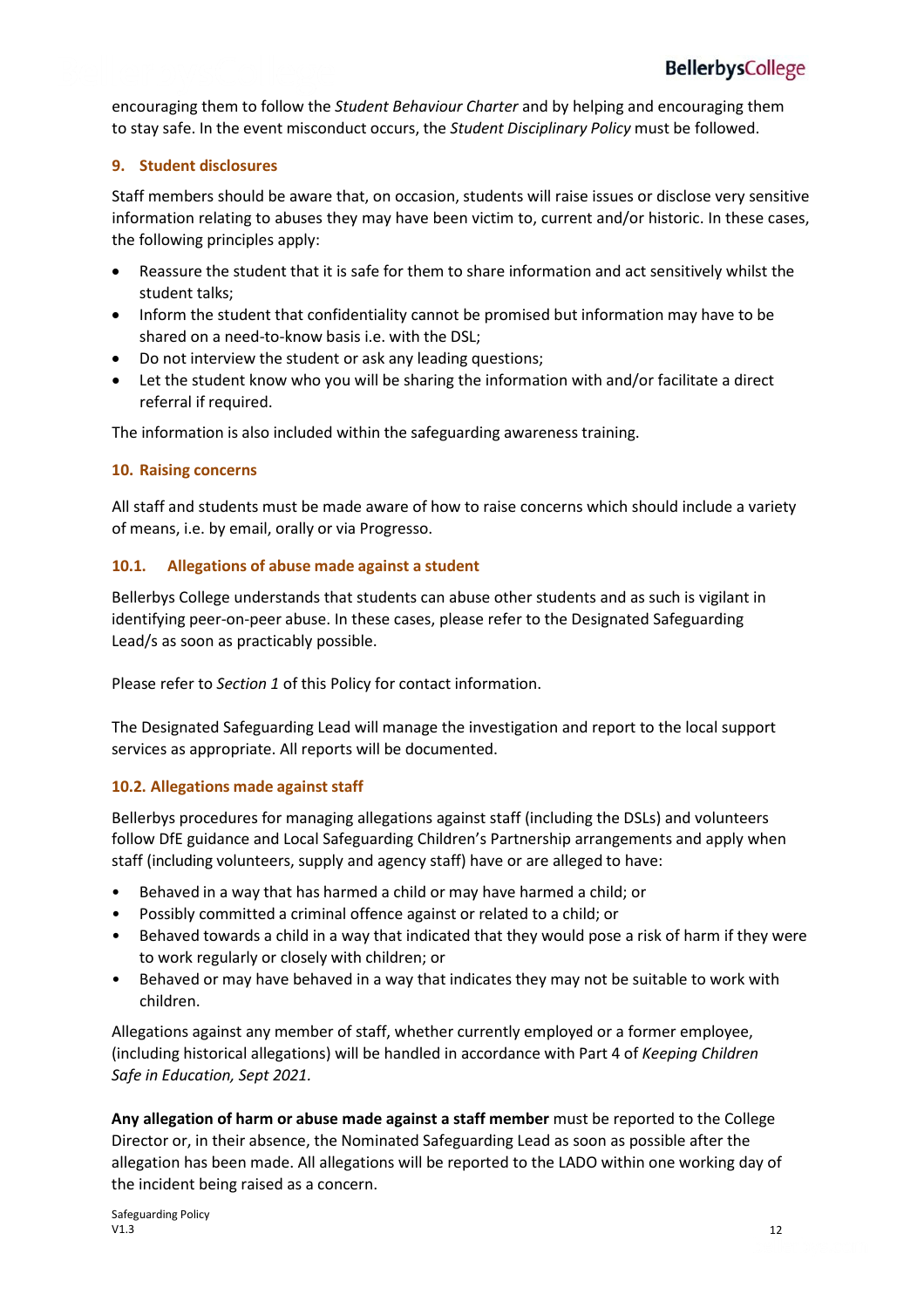encouraging them to follow the *Student Behaviour Charter* and by helping and encouraging them to stay safe. In the event misconduct occurs, the *Student Disciplinary Policy* must be followed.

## 9. Student disclosures

Staff members should be aware that, on occasion, students will raise issues or disclose very sensitive information relating to abuses they may have been victim to, current and/or historic. In these cases, the following principles apply:

- Reassure the student that it is safe for them to share information and act sensitively whilst the student talks;
- Inform the student that confidentiality cannot be promised but information may have to be shared on a need-to-know basis i.e. with the DSL;
- Do not interview the student or ask any leading questions;
- Let the student know who you will be sharing the information with and/or facilitate a direct referral if required.

The information is also included within the safeguarding awareness training.

## 10. Raising concerns

All staff and students must be made aware of how to raise concerns which should include a variety of means, i.e. by email, orally or via Progresso.

### 10.1. Allegations of abuse made against a student

Bellerbys College understands that students can abuse other students and as such is vigilant in identifying peer-on-peer abuse. In these cases, please refer to the Designated Safeguarding Lead/s as soon as practicably possible.

Please refer to *Section 1* of this Policy for contact information.

The Designated Safeguarding Lead will manage the investigation and report to the local support services as appropriate. All reports will be documented.

### 10.2. Allegations made against staff

Bellerbys procedures for managing allegations against staff (including the DSLs) and volunteers follow DfE guidance and Local Safeguarding Children's Partnership arrangements and apply when staff (including volunteers, supply and agency staff) have or are alleged to have:

- Behaved in a way that has harmed a child or may have harmed a child; or
- Possibly committed a criminal offence against or related to a child; or
- Behaved towards a child in a way that indicated that they would pose a risk of harm if they were to work regularly or closely with children; or
- Behaved or may have behaved in a way that indicates they may not be suitable to work with children.

Allegations against any member of staff, whether currently employed or a former employee, (including historical allegations) will be handled in accordance with Part 4 of *Keeping Children Safe in Education, Sept 2021*.

**Any allegation of harm or abuse made against a staff member** must be reported to the College Director or, in their absence, the Nominated Safeguarding Lead as soon as possible after the allegation has been made. All allegations will be reported to the LADO within one working day of the incident being raised as a concern.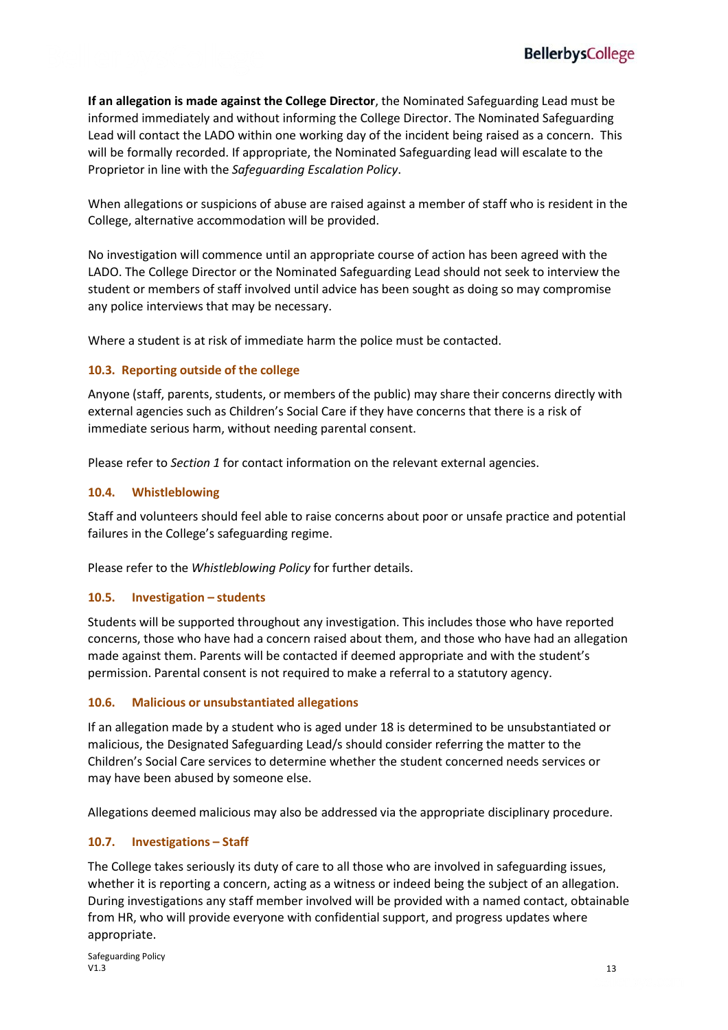**If an allegation is made against the College Director**, the Nominated Safeguarding Lead must be informed immediately and without informing the College Director. The Nominated Safeguarding Lead will contact the LADO within one working day of the incident being raised as a concern. This will be formally recorded. If appropriate, the Nominated Safeguarding lead will escalate to the Proprietor in line with the *Safeguarding Escalation Policy*.

When allegations or suspicions of abuse are raised against a member of staff who is resident in the College, alternative accommodation will be provided.

No investigation will commence until an appropriate course of action has been agreed with the LADO. The College Director or the Nominated Safeguarding Lead should not seek to interview the student or members of staff involved until advice has been sought as doing so may compromise any police interviews that may be necessary.

Where a student is at risk of immediate harm the police must be contacted.

### 10.3. Reporting outside of the college

Anyone (staff, parents, students, or members of the public) may share their concerns directly with external agencies such as Children's Social Care if they have concerns that there is a risk of immediate serious harm, without needing parental consent.

Please refer to *Section 1* for contact information on the relevant external agencies.

### 10.4. Whistleblowing

Staff and volunteers should feel able to raise concerns about poor or unsafe practice and potential failures in the College's safeguarding regime.

Please refer to the *Whistleblowing Policy* for further details.

### 10.5. Investigation – students

Students will be supported throughout any investigation. This includes those who have reported concerns, those who have had a concern raised about them, and those who have had an allegation made against them. Parents will be contacted if deemed appropriate and with the student's permission. Parental consent is not required to make a referral to a statutory agency.

### 10.6. Malicious or unsubstantiated allegations

If an allegation made by a student who is aged under 18 is determined to be unsubstantiated or malicious, the Designated Safeguarding Lead/s should consider referring the matter to the Children's Social Care services to determine whether the student concerned needs services or may have been abused by someone else.

Allegations deemed malicious may also be addressed via the appropriate disciplinary procedure.

### 10.7. Investigations – Staff

The College takes seriously its duty of care to all those who are involved in safeguarding issues, whether it is reporting a concern, acting as a witness or indeed being the subject of an allegation. During investigations any staff member involved will be provided with a named contact, obtainable from HR, who will provide everyone with confidential support, and progress updates where appropriate.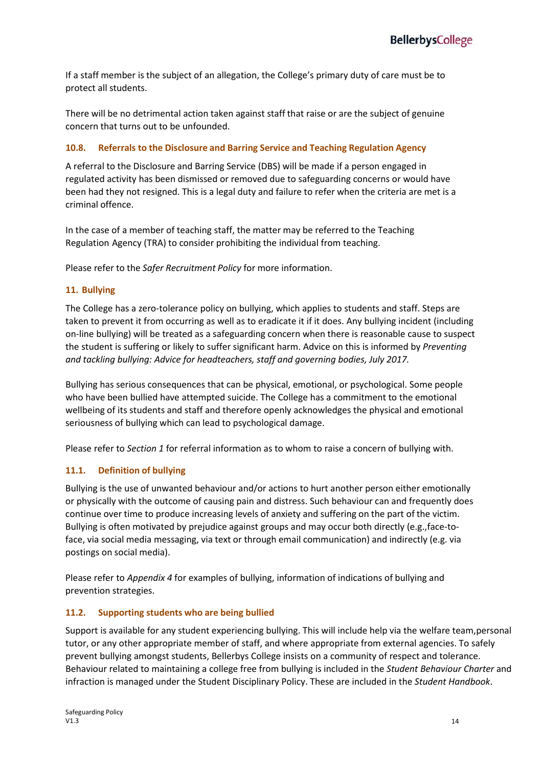If a staff member is the subject of an allegation, the College's primary duty of care must be to protect all students.

There will be no detrimental action taken against staff that raise or are the subject of genuine concern that turns out to be unfounded.

### 10.8. Referrals to the Disclosure and Barring Service and Teaching Regulation Agency

A referral to the Disclosure and Barring Service (DBS) will be made if a person engaged in regulated activity has been dismissed or removed due to safeguarding concerns or would have been had they not resigned. This is a legal duty and failure to refer when the criteria are met is a criminal offence.

In the case of a member of teaching staff, the matter may be referred to the Teaching Regulation Agency (TRA) to consider prohibiting the individual from teaching.

Please refer to the *Safer Recruitment Policy* for more information.

## 11. Bullying

The College has a zero-tolerance policy on bullying, which applies to students and staff. Steps are taken to prevent it from occurring as well as to eradicate it if it does. Any bullying incident (including on-line bullying) will be treated as a safeguarding concern when there is reasonable cause to suspect the student is suffering or likely to suffer significant harm. Advice on this is informed by *Preventing and tackling bullying: Advice for headteachers, staff and governing bodies, July 2017.*

Bullying has serious consequences that can be physical, emotional, or psychological. Some people who have been bullied have attempted suicide. The College has a commitment to the emotional wellbeing of its students and staff and therefore openly acknowledges the physical and emotional seriousness of bullying which can lead to psychological damage.

Please refer to *Section 1* for referral information as to whom to raise a concern of bullying with.

### 11.1. Definition of bullying

Bullying is the use of unwanted behaviour and/or actions to hurt another person either emotionally or physically with the outcome of causing pain and distress. Such behaviour can and frequently does continue over time to produce increasing levels of anxiety and suffering on the part of the victim. Bullying is often motivated by prejudice against groups and may occur both directly (e.g.,face-to-face, via social media messaging, via text or through email communication) and indirectly (e.g. via postings on social media).

Please refer to *Appendix 4* for examples of bullying, information of indications of bullying and prevention strategies.

### 11.2. Supporting students who are being bullied

Support is available for any student experiencing bullying. This will include help via the welfare team,personal tutor, or any other appropriate member of staff, and where appropriate from external agencies. To safely prevent bullying amongst students, Bellerbys College insists on a community of respect and tolerance. Behaviour related to maintaining a college free from bullying is included in the *Student Behaviour Charter* and infraction is managed under the Student Disciplinary Policy. These are included in the *Student Handbook*.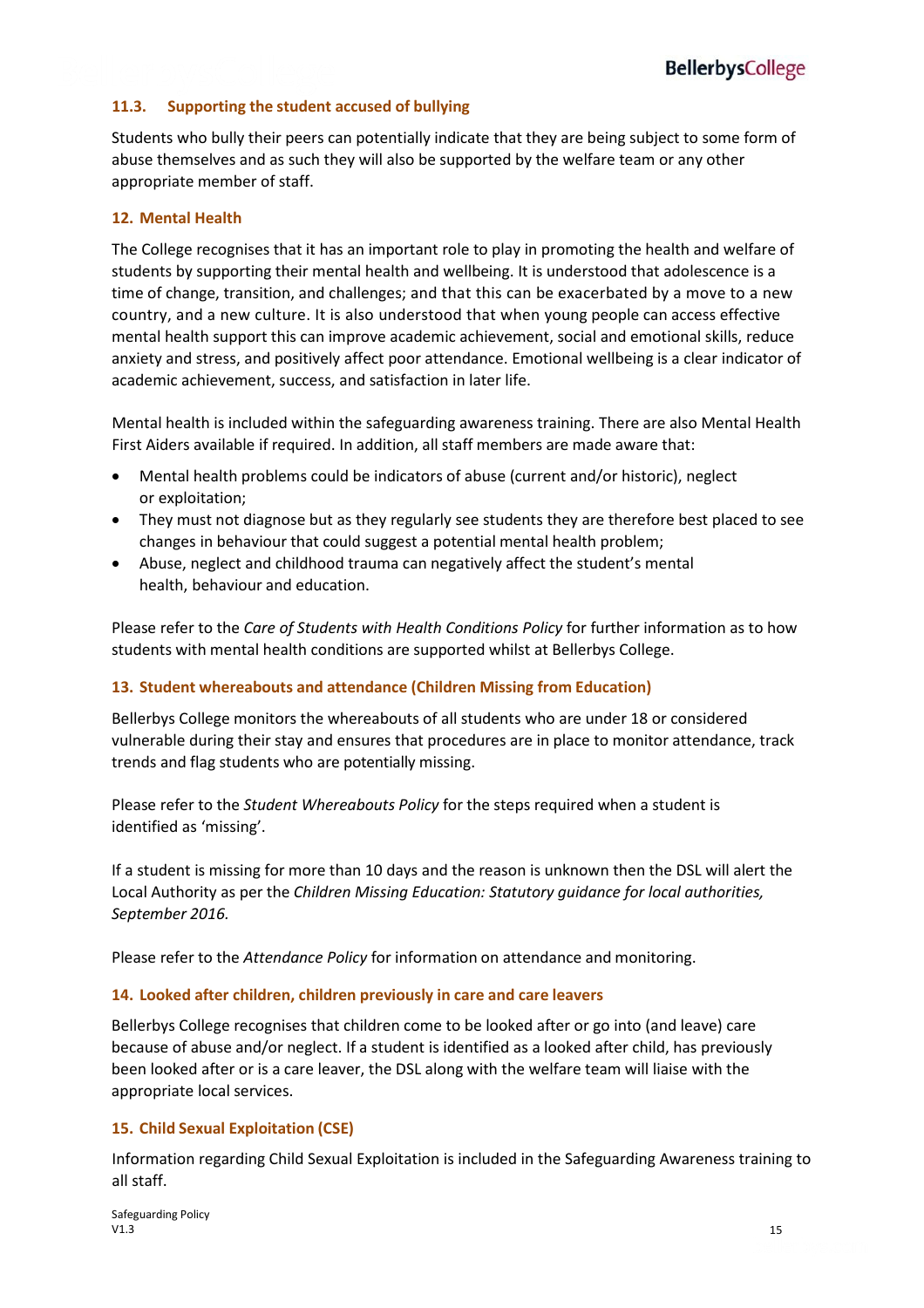### 11.3. Supporting the student accused of bullying

Students who bully their peers can potentially indicate that they are being subject to some form of abuse themselves and as such they will also be supported by the welfare team or any other appropriate member of staff.

## 12. Mental Health

The College recognises that it has an important role to play in promoting the health and welfare of students by supporting their mental health and wellbeing. It is understood that adolescence is a time of change, transition, and challenges; and that this can be exacerbated by a move to a new country, and a new culture. It is also understood that when young people can access effective mental health support this can improve academic achievement, social and emotional skills, reduce anxiety and stress, and positively affect poor attendance. Emotional wellbeing is a clear indicator of academic achievement, success, and satisfaction in later life.

Mental health is included within the safeguarding awareness training. There are also Mental Health First Aiders available if required. In addition, all staff members are made aware that:

- Mental health problems could be indicators of abuse (current and/or historic), neglect or exploitation;
- They must not diagnose but as they regularly see students they are therefore best placed to see changes in behaviour that could suggest a potential mental health problem;
- Abuse, neglect and childhood trauma can negatively affect the student's mental health, behaviour and education.

Please refer to the *Care of Students with Health Conditions Policy* for further information as to how students with mental health conditions are supported whilst at Bellerbys College.

## 13. Student whereabouts and attendance (Children Missing from Education)

Bellerbys College monitors the whereabouts of all students who are under 18 or considered vulnerable during their stay and ensures that procedures are in place to monitor attendance, track trends and flag students who are potentially missing.

Please refer to the *Student Whereabouts Policy* for the steps required when a student is identified as 'missing'.

If a student is missing for more than 10 days and the reason is unknown then the DSL will alert the Local Authority as per the *Children Missing Education: Statutory guidance for local authorities, September 2016.*

Please refer to the *Attendance Policy* for information on attendance and monitoring.

## 14. Looked after children, children previously in care and care leavers

Bellerbys College recognises that children come to be looked after or go into (and leave) care because of abuse and/or neglect. If a student is identified as a looked after child, has previously been looked after or is a care leaver, the DSL along with the welfare team will liaise with the appropriate local services.

## 15. Child Sexual Exploitation (CSE)

Information regarding Child Sexual Exploitation is included in the Safeguarding Awareness training to all staff.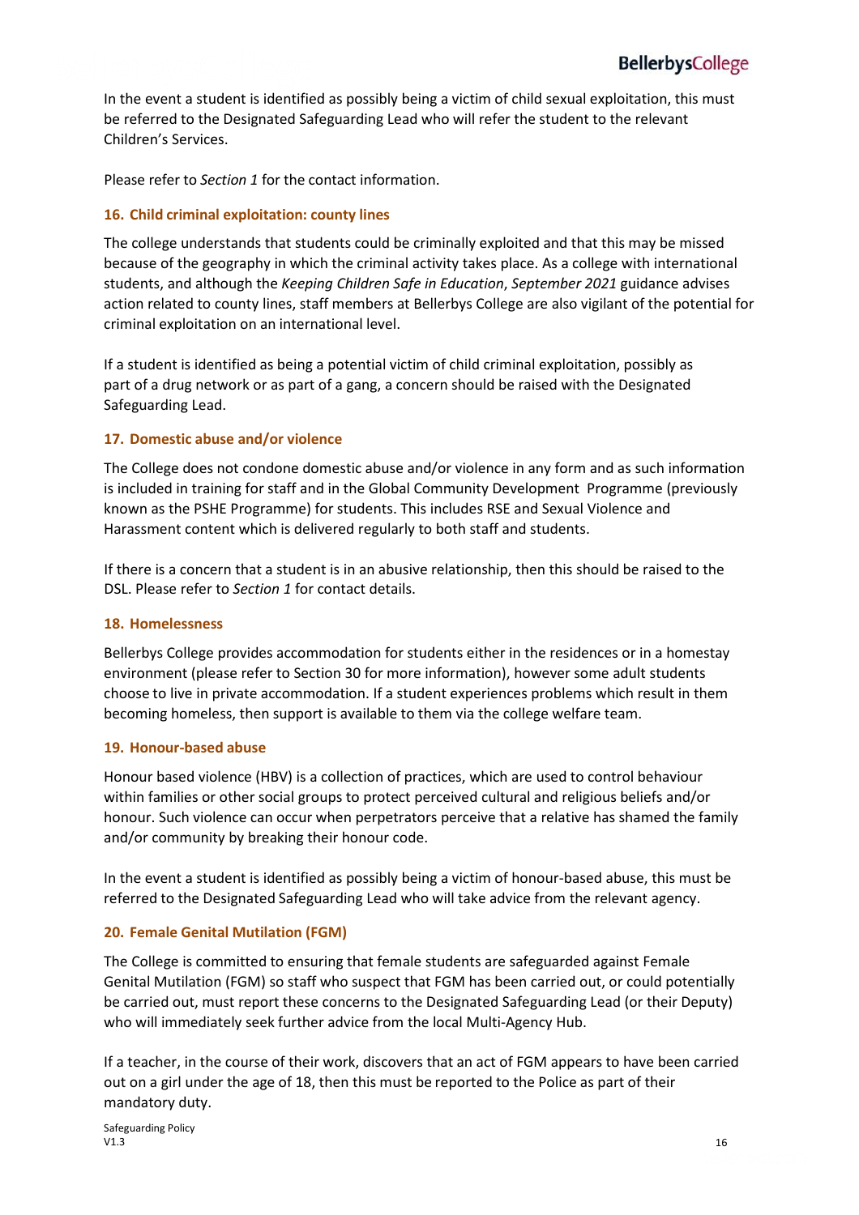In the event a student is identified as possibly being a victim of child sexual exploitation, this must be referred to the Designated Safeguarding Lead who will refer the student to the relevant Children's Services.

Please refer to *Section 1* for the contact information.

### 16. Child criminal exploitation: county lines

The college understands that students could be criminally exploited and that this may be missed because of the geography in which the criminal activity takes place. As a college with international students, and although the *Keeping Children Safe in Education*, *September 2021* guidance advises action related to county lines, staff members at Bellerbys College are also vigilant of the potential for criminal exploitation on an international level.

If a student is identified as being a potential victim of child criminal exploitation, possibly as part of a drug network or as part of a gang, a concern should be raised with the Designated Safeguarding Lead.

### 17. Domestic abuse and/or violence

The College does not condone domestic abuse and/or violence in any form and as such information is included in training for staff and in the Global Community Development Programme (previously known as the PSHE Programme) for students. This includes RSE and Sexual Violence and Harassment content which is delivered regularly to both staff and students.

If there is a concern that a student is in an abusive relationship, then this should be raised to the DSL. Please refer to *Section 1* for contact details.

### 18. Homelessness

Bellerbys College provides accommodation for students either in the residences or in a homestay environment (please refer to Section 30 for more information), however some adult students choose to live in private accommodation. If a student experiences problems which result in them becoming homeless, then support is available to them via the college welfare team.

### 19. Honour-based abuse

Honour based violence (HBV) is a collection of practices, which are used to control behaviour within families or other social groups to protect perceived cultural and religious beliefs and/or honour. Such violence can occur when perpetrators perceive that a relative has shamed the family and/or community by breaking their honour code.

In the event a student is identified as possibly being a victim of honour-based abuse, this must be referred to the Designated Safeguarding Lead who will take advice from the relevant agency.

### 20. Female Genital Mutilation (FGM)

The College is committed to ensuring that female students are safeguarded against Female Genital Mutilation (FGM) so staff who suspect that FGM has been carried out, or could potentially be carried out, must report these concerns to the Designated Safeguarding Lead (or their Deputy) who will immediately seek further advice from the local Multi-Agency Hub.

If a teacher, in the course of their work, discovers that an act of FGM appears to have been carried out on a girl under the age of 18, then this must be reported to the Police as part of their mandatory duty.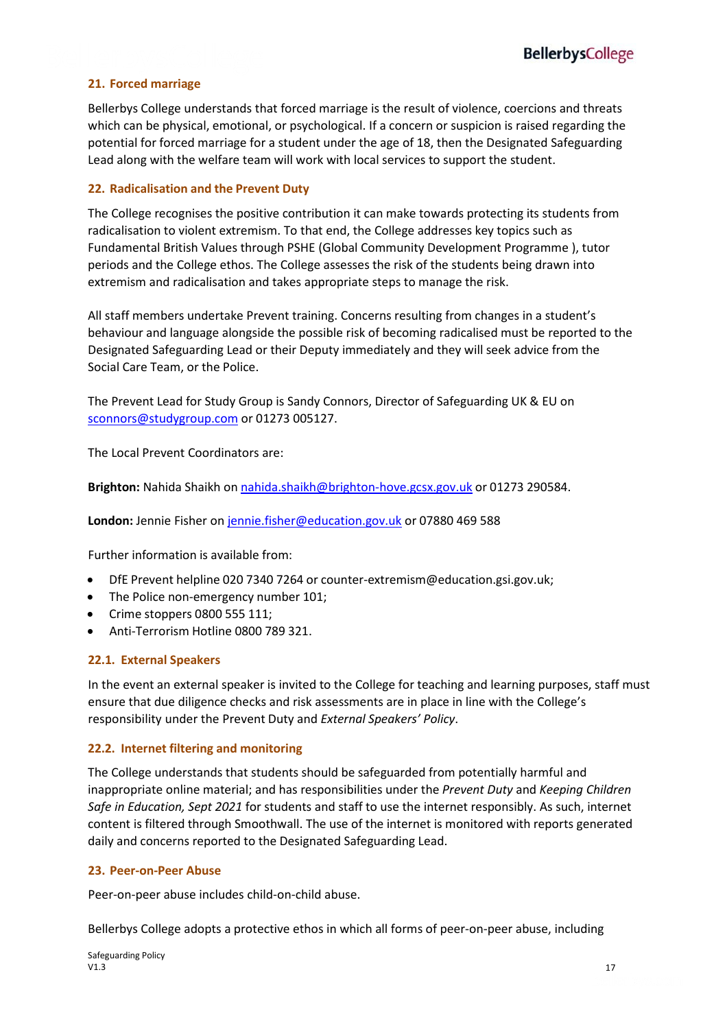## 21. Forced marriage

Bellerbys College understands that forced marriage is the result of violence, coercions and threats which can be physical, emotional, or psychological. If a concern or suspicion is raised regarding the potential for forced marriage for a student under the age of 18, then the Designated Safeguarding Lead along with the welfare team will work with local services to support the student.

## 22. Radicalisation and the Prevent Duty

The College recognises the positive contribution it can make towards protecting its students from radicalisation to violent extremism. To that end, the College addresses key topics such as Fundamental British Values through PSHE (Global Community Development Programme ), tutor periods and the College ethos. The College assesses the risk of the students being drawn into extremism and radicalisation and takes appropriate steps to manage the risk.

All staff members undertake Prevent training. Concerns resulting from changes in a student's behaviour and language alongside the possible risk of becoming radicalised must be reported to the Designated Safeguarding Lead or their Deputy immediately and they will seek advice from the Social Care Team, or the Police.

The Prevent Lead for Study Group is Sandy Connors, Director of Safeguarding UK & EU on sconnors@studygroup.com or 01273 005127.

The Local Prevent Coordinators are:

**Brighton:** Nahida Shaikh on nahida.shaikh@brighton-hove.gcsx.gov.uk or 01273 290584.

**London:** Jennie Fisher on jennie.fisher@education.gov.uk or 07880 469 588

Further information is available from:

- DfE Prevent helpline 020 7340 7264 or counter-extremism@education.gsi.gov.uk;
- The Police non-emergency number 101;
- Crime stoppers 0800 555 111;
- Anti-Terrorism Hotline 0800 789 321.

### 22.1. External Speakers

In the event an external speaker is invited to the College for teaching and learning purposes, staff must ensure that due diligence checks and risk assessments are in place in line with the College's responsibility under the Prevent Duty and *External Speakers' Policy*.

### 22.2. Internet filtering and monitoring

The College understands that students should be safeguarded from potentially harmful and inappropriate online material; and has responsibilities under the *Prevent Duty* and *Keeping Children Safe in Education, Sept 2021* for students and staff to use the internet responsibly. As such, internet content is filtered through Smoothwall. The use of the internet is monitored with reports generated daily and concerns reported to the Designated Safeguarding Lead.

## 23. Peer-on-Peer Abuse

Peer-on-peer abuse includes child-on-child abuse.

Bellerbys College adopts a protective ethos in which all forms of peer-on-peer abuse, including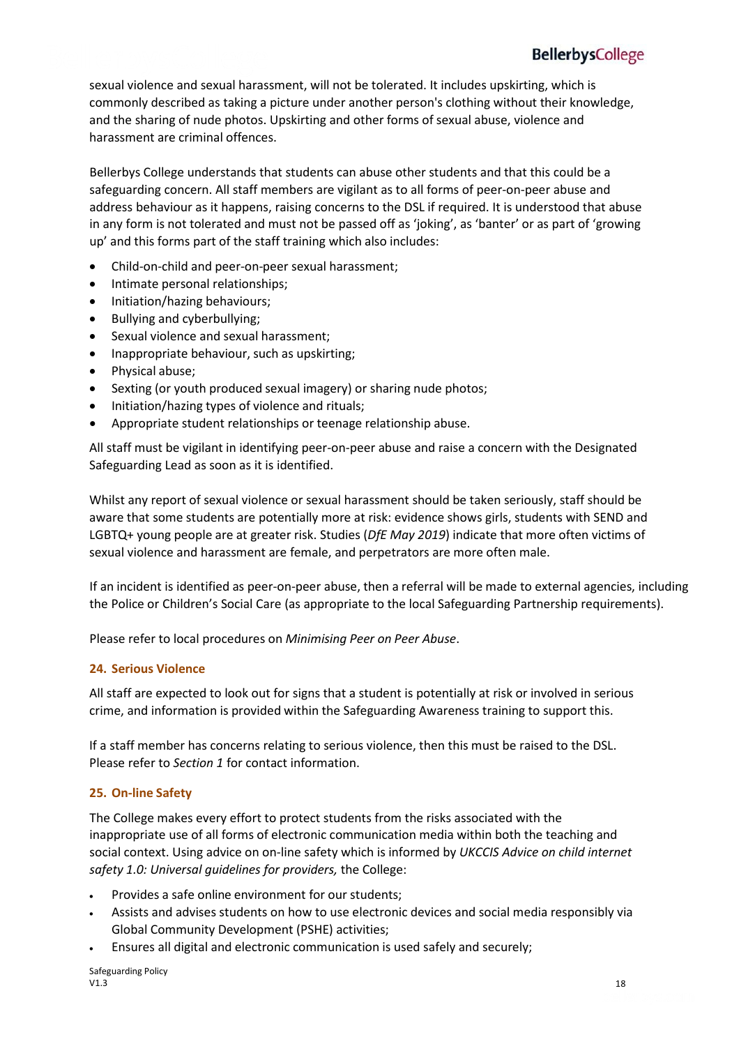sexual violence and sexual harassment, will not be tolerated. It includes upskirting, which is commonly described as taking a picture under another person's clothing without their knowledge, and the sharing of nude photos. Upskirting and other forms of sexual abuse, violence and harassment are criminal offences.

Bellerbys College understands that students can abuse other students and that this could be a safeguarding concern. All staff members are vigilant as to all forms of peer-on-peer abuse and address behaviour as it happens, raising concerns to the DSL if required. It is understood that abuse in any form is not tolerated and must not be passed off as 'joking', as 'banter' or as part of 'growing up' and this forms part of the staff training which also includes:

- Child-on-child and peer-on-peer sexual harassment;
- Intimate personal relationships;
- Initiation/hazing behaviours;
- Bullying and cyberbullying;
- Sexual violence and sexual harassment;
- Inappropriate behaviour, such as upskirting;
- Physical abuse;
- Sexting (or youth produced sexual imagery) or sharing nude photos;
- Initiation/hazing types of violence and rituals;
- Appropriate student relationships or teenage relationship abuse.

All staff must be vigilant in identifying peer-on-peer abuse and raise a concern with the Designated Safeguarding Lead as soon as it is identified.

Whilst any report of sexual violence or sexual harassment should be taken seriously, staff should be aware that some students are potentially more at risk: evidence shows girls, students with SEND and LGBTQ+ young people are at greater risk. Studies (*DfE May 2019*) indicate that more often victims of sexual violence and harassment are female, and perpetrators are more often male.

If an incident is identified as peer-on-peer abuse, then a referral will be made to external agencies, including the Police or Children's Social Care (as appropriate to the local Safeguarding Partnership requirements).

Please refer to local procedures on *Minimising Peer on Peer Abuse*.

## 24. Serious Violence

All staff are expected to look out for signs that a student is potentially at risk or involved in serious crime, and information is provided within the Safeguarding Awareness training to support this.

If a staff member has concerns relating to serious violence, then this must be raised to the DSL. Please refer to *Section 1* for contact information.

## 25. On-line Safety

The College makes every effort to protect students from the risks associated with the inappropriate use of all forms of electronic communication media within both the teaching and social context. Using advice on on-line safety which is informed by *UKCCIS Advice on child internet safety 1.0: Universal guidelines for providers,* the College:

- Provides a safe online environment for our students;
- Assists and advises students on how to use electronic devices and social media responsibly via Global Community Development (PSHE) activities;
- Ensures all digital and electronic communication is used safely and securely;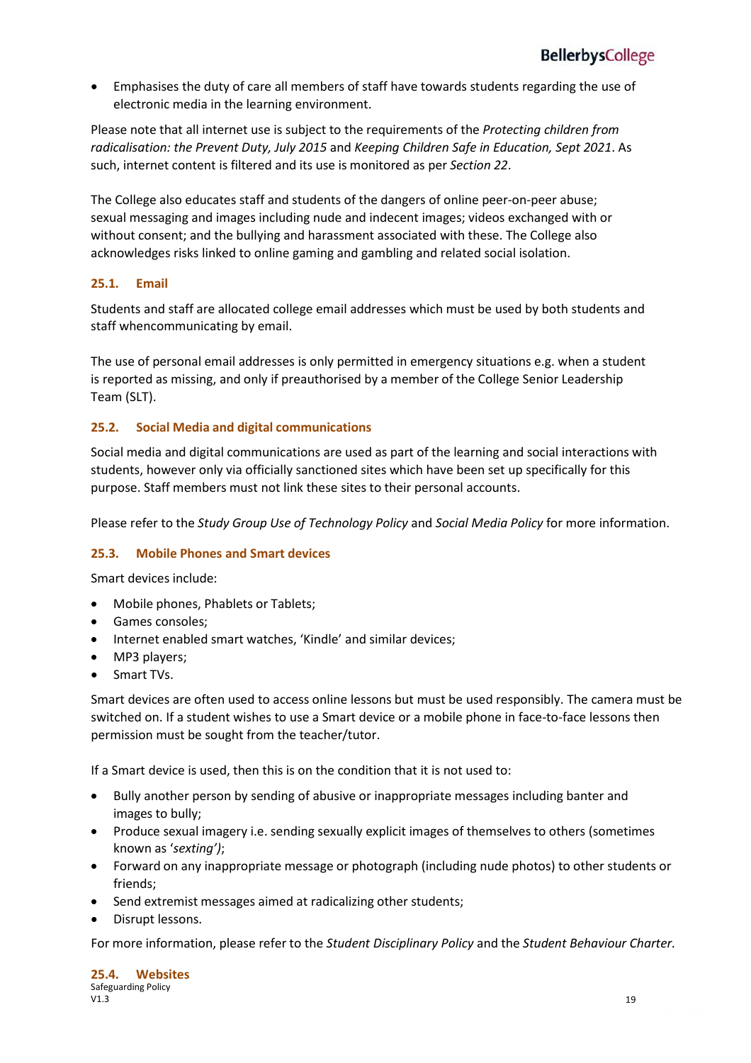- Emphasises the duty of care all members of staff have towards students regarding the use of electronic media in the learning environment.

Please note that all internet use is subject to the requirements of the *Protecting children from radicalisation: the Prevent Duty, July 2015* and *Keeping Children Safe in Education, Sept 2021*. As such, internet content is filtered and its use is monitored as per *Section 22*.

The College also educates staff and students of the dangers of online peer-on-peer abuse; sexual messaging and images including nude and indecent images; videos exchanged with or without consent; and the bullying and harassment associated with these. The College also acknowledges risks linked to online gaming and gambling and related social isolation.

### 25.1. Email

Students and staff are allocated college email addresses which must be used by both students and staff whencommunicating by email.

The use of personal email addresses is only permitted in emergency situations e.g. when a student is reported as missing, and only if preauthorised by a member of the College Senior Leadership Team (SLT).

### 25.2. Social Media and digital communications

Social media and digital communications are used as part of the learning and social interactions with students, however only via officially sanctioned sites which have been set up specifically for this purpose. Staff members must not link these sites to their personal accounts.

Please refer to the *Study Group Use of Technology Policy* and *Social Media Policy* for more information.

### 25.3. Mobile Phones and Smart devices

Smart devices include:

- Mobile phones, Phablets or Tablets;
- Games consoles;
- Internet enabled smart watches, 'Kindle' and similar devices;
- MP3 players;
- Smart TVs.

Smart devices are often used to access online lessons but must be used responsibly. The camera must be switched on. If a student wishes to use a Smart device or a mobile phone in face-to-face lessons then permission must be sought from the teacher/tutor.

If a Smart device is used, then this is on the condition that it is not used to:

- Bully another person by sending of abusive or inappropriate messages including banter and images to bully;
- Produce sexual imagery i.e. sending sexually explicit images of themselves to others (sometimes known as '*sexting'*);
- Forward on any inappropriate message or photograph (including nude photos) to other students or friends;
- Send extremist messages aimed at radicalizing other students;
- Disrupt lessons.

For more information, please refer to the *Student Disciplinary Policy* and the *Student Behaviour Charter*.

### 25.4. Websites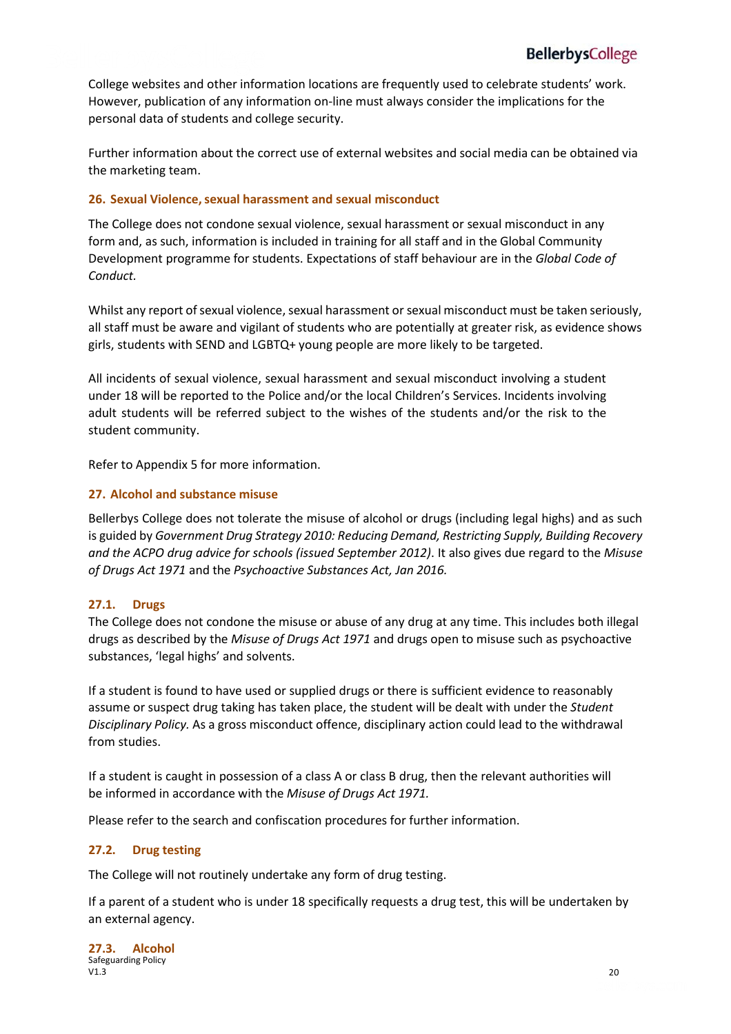College websites and other information locations are frequently used to celebrate students' work. However, publication of any information on-line must always consider the implications for the personal data of students and college security.

Further information about the correct use of external websites and social media can be obtained via the marketing team.

## 26. Sexual Violence, sexual harassment and sexual misconduct

The College does not condone sexual violence, sexual harassment or sexual misconduct in any form and, as such, information is included in training for all staff and in the Global Community Development programme for students. Expectations of staff behaviour are in the *Global Code of Conduct.*

Whilst any report of sexual violence, sexual harassment or sexual misconduct must be taken seriously, all staff must be aware and vigilant of students who are potentially at greater risk, as evidence shows girls, students with SEND and LGBTQ+ young people are more likely to be targeted.

All incidents of sexual violence, sexual harassment and sexual misconduct involving a student under 18 will be reported to the Police and/or the local Children's Services. Incidents involving adult students will be referred subject to the wishes of the students and/or the risk to the student community.

Refer to Appendix 5 for more information.

## 27. Alcohol and substance misuse

Bellerbys College does not tolerate the misuse of alcohol or drugs (including legal highs) and as such is guided by *Government Drug Strategy 2010: Reducing Demand, Restricting Supply, Building Recovery and the ACPO drug advice for schools (issued September 2012)*. It also gives due regard to the *Misuse of Drugs Act 1971* and the *Psychoactive Substances Act, Jan 2016.*

### 27.1. Drugs

The College does not condone the misuse or abuse of any drug at any time. This includes both illegal drugs as described by the *Misuse of Drugs Act 1971* and drugs open to misuse such as psychoactive substances, 'legal highs' and solvents.

If a student is found to have used or supplied drugs or there is sufficient evidence to reasonably assume or suspect drug taking has taken place, the student will be dealt with under the *Student Disciplinary Policy.* As a gross misconduct offence, disciplinary action could lead to the withdrawal from studies.

If a student is caught in possession of a class A or class B drug, then the relevant authorities will be informed in accordance with the *Misuse of Drugs Act 1971.*

Please refer to the search and confiscation procedures for further information.

### 27.2. Drug testing

The College will not routinely undertake any form of drug testing.

If a parent of a student who is under 18 specifically requests a drug test, this will be undertaken by an external agency.

### 27.3. Alcohol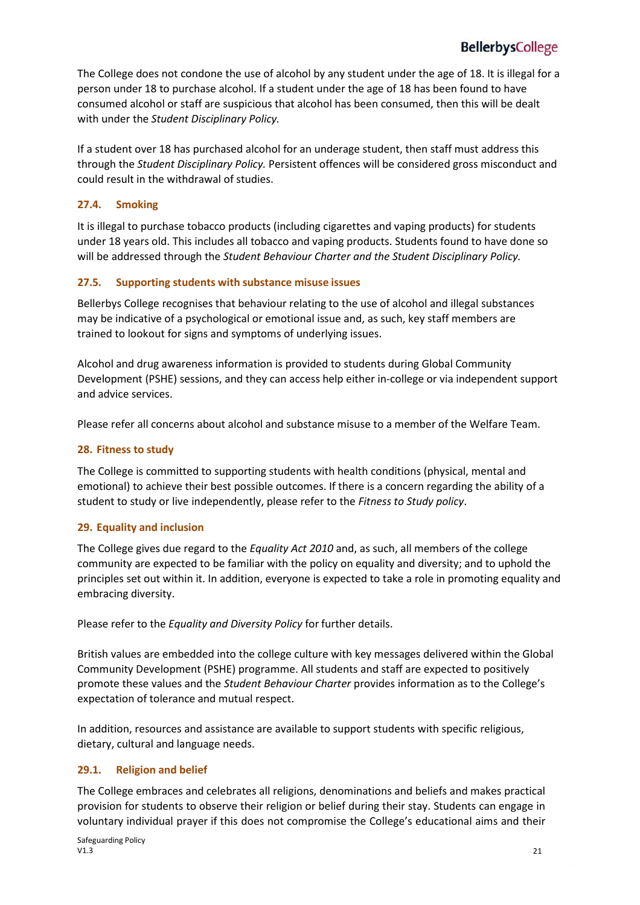The College does not condone the use of alcohol by any student under the age of 18. It is illegal for a person under 18 to purchase alcohol. If a student under the age of 18 has been found to have consumed alcohol or staff are suspicious that alcohol has been consumed, then this will be dealt with under the *Student Disciplinary Policy.*

If a student over 18 has purchased alcohol for an underage student, then staff must address this through the *Student Disciplinary Policy.* Persistent offences will be considered gross misconduct and could result in the withdrawal of studies.

### 27.4. Smoking

It is illegal to purchase tobacco products (including cigarettes and vaping products) for students under 18 years old. This includes all tobacco and vaping products. Students found to have done so will be addressed through the *Student Behaviour Charter and the Student Disciplinary Policy.*

### 27.5. Supporting students with substance misuse issues

Bellerbys College recognises that behaviour relating to the use of alcohol and illegal substances may be indicative of a psychological or emotional issue and, as such, key staff members are trained to lookout for signs and symptoms of underlying issues.

Alcohol and drug awareness information is provided to students during Global Community Development (PSHE) sessions, and they can access help either in-college or via independent support and advice services.

Please refer all concerns about alcohol and substance misuse to a member of the Welfare Team.

## 28. Fitness to study

The College is committed to supporting students with health conditions (physical, mental and emotional) to achieve their best possible outcomes. If there is a concern regarding the ability of a student to study or live independently, please refer to the *Fitness to Study policy*.

## 29. Equality and inclusion

The College gives due regard to the *Equality Act 2010* and, as such, all members of the college community are expected to be familiar with the policy on equality and diversity; and to uphold the principles set out within it. In addition, everyone is expected to take a role in promoting equality and embracing diversity.

Please refer to the *Equality and Diversity Policy* for further details.

British values are embedded into the college culture with key messages delivered within the Global Community Development (PSHE) programme. All students and staff are expected to positively promote these values and the *Student Behaviour Charter* provides information as to the College's expectation of tolerance and mutual respect.

In addition, resources and assistance are available to support students with specific religious, dietary, cultural and language needs.

### 29.1. Religion and belief

The College embraces and celebrates all religions, denominations and beliefs and makes practical provision for students to observe their religion or belief during their stay. Students can engage in voluntary individual prayer if this does not compromise the College's educational aims and their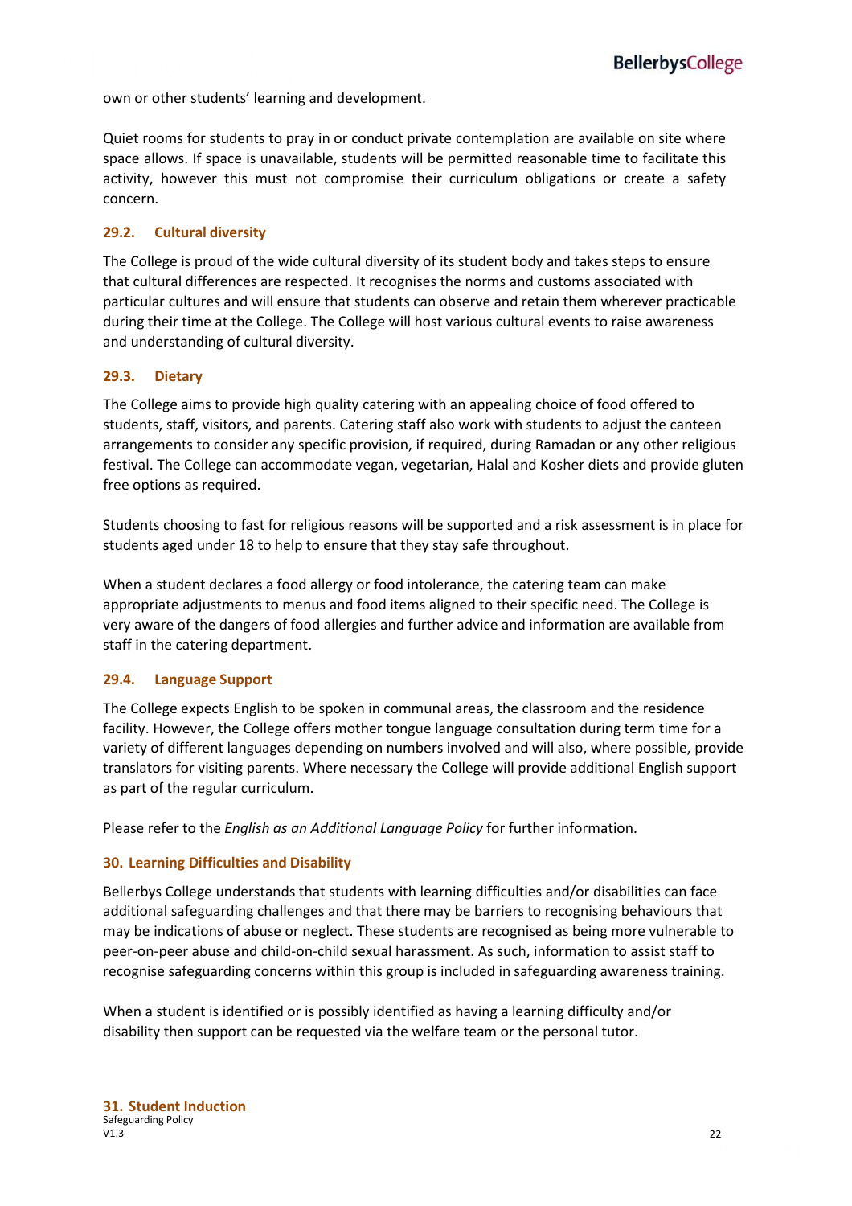own or other students' learning and development.

Quiet rooms for students to pray in or conduct private contemplation are available on site where space allows. If space is unavailable, students will be permitted reasonable time to facilitate this activity, however this must not compromise their curriculum obligations or create a safety concern.

### 29.2. Cultural diversity

The College is proud of the wide cultural diversity of its student body and takes steps to ensure that cultural differences are respected. It recognises the norms and customs associated with particular cultures and will ensure that students can observe and retain them wherever practicable during their time at the College. The College will host various cultural events to raise awareness and understanding of cultural diversity.

### 29.3. Dietary

The College aims to provide high quality catering with an appealing choice of food offered to students, staff, visitors, and parents. Catering staff also work with students to adjust the canteen arrangements to consider any specific provision, if required, during Ramadan or any other religious festival. The College can accommodate vegan, vegetarian, Halal and Kosher diets and provide gluten free options as required.

Students choosing to fast for religious reasons will be supported and a risk assessment is in place for students aged under 18 to help to ensure that they stay safe throughout.

When a student declares a food allergy or food intolerance, the catering team can make appropriate adjustments to menus and food items aligned to their specific need. The College is very aware of the dangers of food allergies and further advice and information are available from staff in the catering department.

### 29.4. Language Support

The College expects English to be spoken in communal areas, the classroom and the residence facility. However, the College offers mother tongue language consultation during term time for a variety of different languages depending on numbers involved and will also, where possible, provide translators for visiting parents. Where necessary the College will provide additional English support as part of the regular curriculum.

Please refer to the *English as an Additional Language Policy* for further information.

## 30. Learning Difficulties and Disability

Bellerbys College understands that students with learning difficulties and/or disabilities can face additional safeguarding challenges and that there may be barriers to recognising behaviours that may be indications of abuse or neglect. These students are recognised as being more vulnerable to peer-on-peer abuse and child-on-child sexual harassment. As such, information to assist staff to recognise safeguarding concerns within this group is included in safeguarding awareness training.

When a student is identified or is possibly identified as having a learning difficulty and/or disability then support can be requested via the welfare team or the personal tutor.

## 31. Student Induction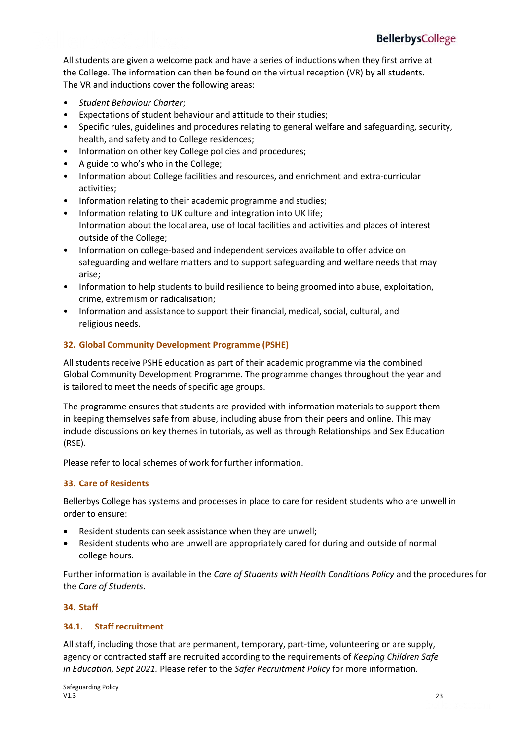All students are given a welcome pack and have a series of inductions when they first arrive at the College. The information can then be found on the virtual reception (VR) by all students. The VR and inductions cover the following areas:

- *Student Behaviour Charter*;
- Expectations of student behaviour and attitude to their studies;
- Specific rules, guidelines and procedures relating to general welfare and safeguarding, security, health, and safety and to College residences;
- Information on other key College policies and procedures;
- A guide to who's who in the College;
- Information about College facilities and resources, and enrichment and extra-curricular activities;
- Information relating to their academic programme and studies;
- Information relating to UK culture and integration into UK life;
  Information about the local area, use of local facilities and activities and places of interest outside of the College;
- Information on college-based and independent services available to offer advice on safeguarding and welfare matters and to support safeguarding and welfare needs that may arise;
- Information to help students to build resilience to being groomed into abuse, exploitation, crime, extremism or radicalisation;
- Information and assistance to support their financial, medical, social, cultural, and religious needs.

## 32. Global Community Development Programme (PSHE)

All students receive PSHE education as part of their academic programme via the combined Global Community Development Programme. The programme changes throughout the year and is tailored to meet the needs of specific age groups.

The programme ensures that students are provided with information materials to support them in keeping themselves safe from abuse, including abuse from their peers and online. This may include discussions on key themes in tutorials, as well as through Relationships and Sex Education (RSE).

Please refer to local schemes of work for further information.

## 33. Care of Residents

Bellerbys College has systems and processes in place to care for resident students who are unwell in order to ensure:

- Resident students can seek assistance when they are unwell;
- Resident students who are unwell are appropriately cared for during and outside of normal college hours.

Further information is available in the *Care of Students with Health Conditions Policy* and the procedures for the *Care of Students*.

## 34. Staff

### 34.1. Staff recruitment

All staff, including those that are permanent, temporary, part-time, volunteering or are supply, agency or contracted staff are recruited according to the requirements of *Keeping Children Safe in Education, Sept 2021.* Please refer to the *Safer Recruitment Policy* for more information.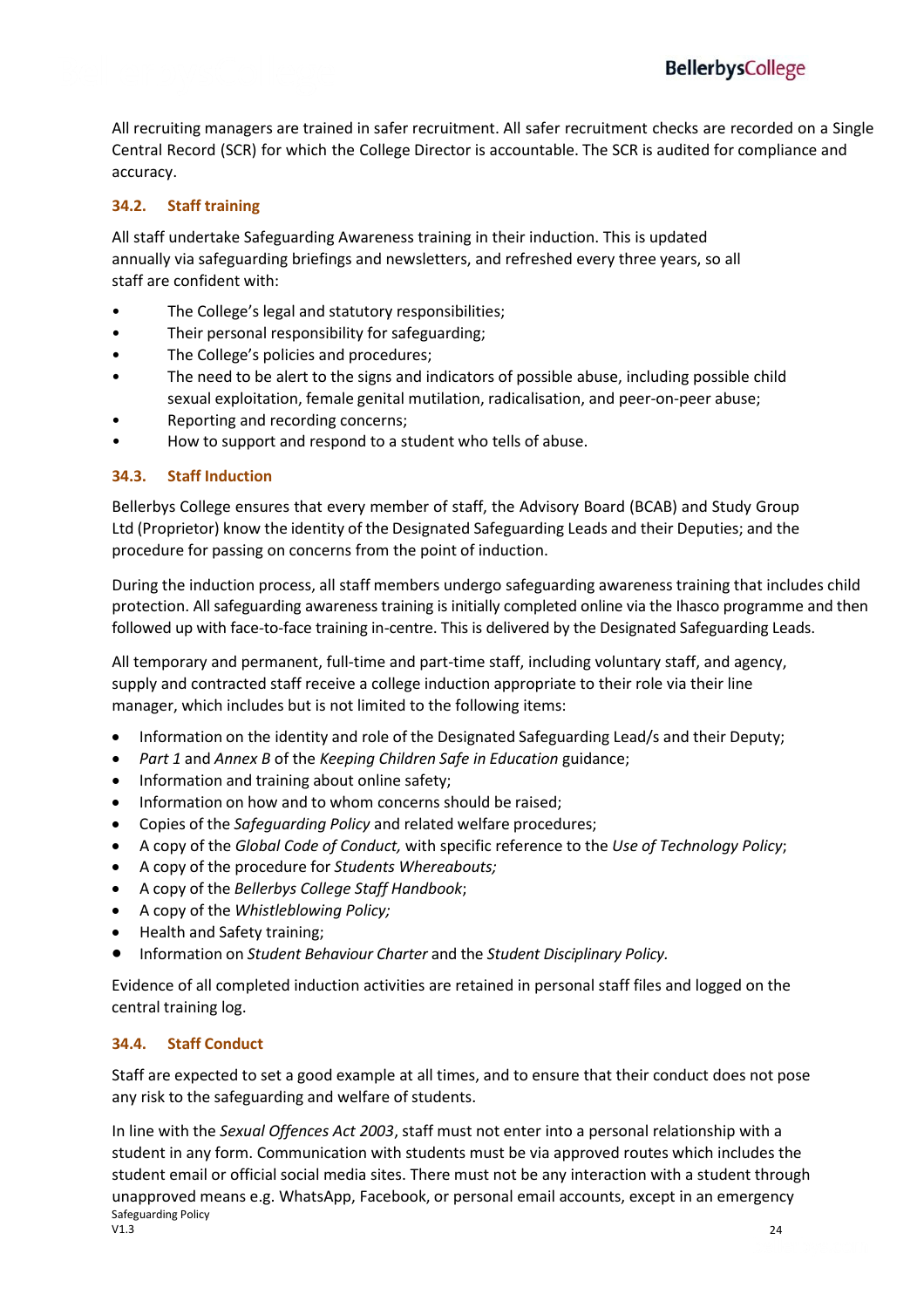All recruiting managers are trained in safer recruitment. All safer recruitment checks are recorded on a Single Central Record (SCR) for which the College Director is accountable. The SCR is audited for compliance and accuracy.

### 34.2. Staff training

All staff undertake Safeguarding Awareness training in their induction. This is updated annually via safeguarding briefings and newsletters, and refreshed every three years, so all staff are confident with:

- The College's legal and statutory responsibilities;
- Their personal responsibility for safeguarding;
- The College's policies and procedures;
- The need to be alert to the signs and indicators of possible abuse, including possible child sexual exploitation, female genital mutilation, radicalisation, and peer-on-peer abuse;
- Reporting and recording concerns;
- How to support and respond to a student who tells of abuse.

### 34.3. Staff Induction

Bellerbys College ensures that every member of staff, the Advisory Board (BCAB) and Study Group Ltd (Proprietor) know the identity of the Designated Safeguarding Leads and their Deputies; and the procedure for passing on concerns from the point of induction.

During the induction process, all staff members undergo safeguarding awareness training that includes child protection. All safeguarding awareness training is initially completed online via the Ihasco programme and then followed up with face-to-face training in-centre. This is delivered by the Designated Safeguarding Leads.

All temporary and permanent, full-time and part-time staff, including voluntary staff, and agency, supply and contracted staff receive a college induction appropriate to their role via their line manager, which includes but is not limited to the following items:

- Information on the identity and role of the Designated Safeguarding Lead/s and their Deputy;
- *Part 1* and *Annex B* of the *Keeping Children Safe in Education* guidance;
- Information and training about online safety;
- Information on how and to whom concerns should be raised;
- Copies of the *Safeguarding Policy* and related welfare procedures;
- A copy of the *Global Code of Conduct,* with specific reference to the *Use of Technology Policy*;
- A copy of the procedure for *Students Whereabouts;*
- A copy of the *Bellerbys College Staff Handbook*;
- A copy of the *Whistleblowing Policy;*
- Health and Safety training;
- Information on *Student Behaviour Charter* and the *Student Disciplinary Policy.*

Evidence of all completed induction activities are retained in personal staff files and logged on the central training log.

### 34.4. Staff Conduct

Staff are expected to set a good example at all times, and to ensure that their conduct does not pose any risk to the safeguarding and welfare of students.

In line with the *Sexual Offences Act 2003*, staff must not enter into a personal relationship with a student in any form. Communication with students must be via approved routes which includes the student email or official social media sites. There must not be any interaction with a student through unapproved means e.g. WhatsApp, Facebook, or personal email accounts, except in an emergency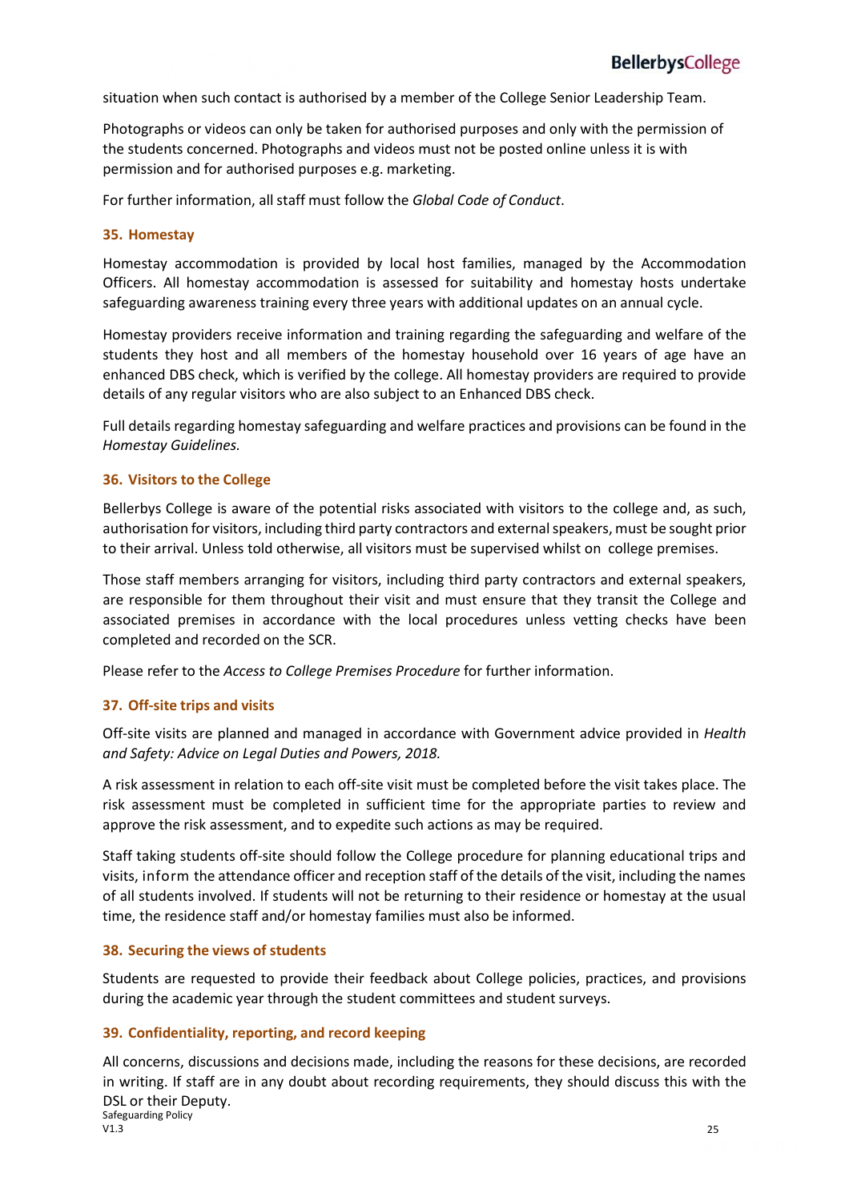situation when such contact is authorised by a member of the College Senior Leadership Team.

Photographs or videos can only be taken for authorised purposes and only with the permission of the students concerned. Photographs and videos must not be posted online unless it is with permission and for authorised purposes e.g. marketing.

For further information, all staff must follow the *Global Code of Conduct*.

## 35. Homestay

Homestay accommodation is provided by local host families, managed by the Accommodation Officers. All homestay accommodation is assessed for suitability and homestay hosts undertake safeguarding awareness training every three years with additional updates on an annual cycle.

Homestay providers receive information and training regarding the safeguarding and welfare of the students they host and all members of the homestay household over 16 years of age have an enhanced DBS check, which is verified by the college. All homestay providers are required to provide details of any regular visitors who are also subject to an Enhanced DBS check.

Full details regarding homestay safeguarding and welfare practices and provisions can be found in the *Homestay Guidelines.*

## 36. Visitors to the College

Bellerbys College is aware of the potential risks associated with visitors to the college and, as such, authorisation for visitors, including third party contractors and external speakers, must be sought prior to their arrival. Unless told otherwise, all visitors must be supervised whilst on college premises.

Those staff members arranging for visitors, including third party contractors and external speakers, are responsible for them throughout their visit and must ensure that they transit the College and associated premises in accordance with the local procedures unless vetting checks have been completed and recorded on the SCR.

Please refer to the *Access to College Premises Procedure* for further information.

## 37. Off-site trips and visits

Off-site visits are planned and managed in accordance with Government advice provided in *Health and Safety: Advice on Legal Duties and Powers, 2018.*

A risk assessment in relation to each off-site visit must be completed before the visit takes place. The risk assessment must be completed in sufficient time for the appropriate parties to review and approve the risk assessment, and to expedite such actions as may be required.

Staff taking students off-site should follow the College procedure for planning educational trips and visits, inform the attendance officer and reception staff of the details of the visit, including the names of all students involved. If students will not be returning to their residence or homestay at the usual time, the residence staff and/or homestay families must also be informed.

## 38. Securing the views of students

Students are requested to provide their feedback about College policies, practices, and provisions during the academic year through the student committees and student surveys.

## 39. Confidentiality, reporting, and record keeping

All concerns, discussions and decisions made, including the reasons for these decisions, are recorded in writing. If staff are in any doubt about recording requirements, they should discuss this with the DSL or their Deputy.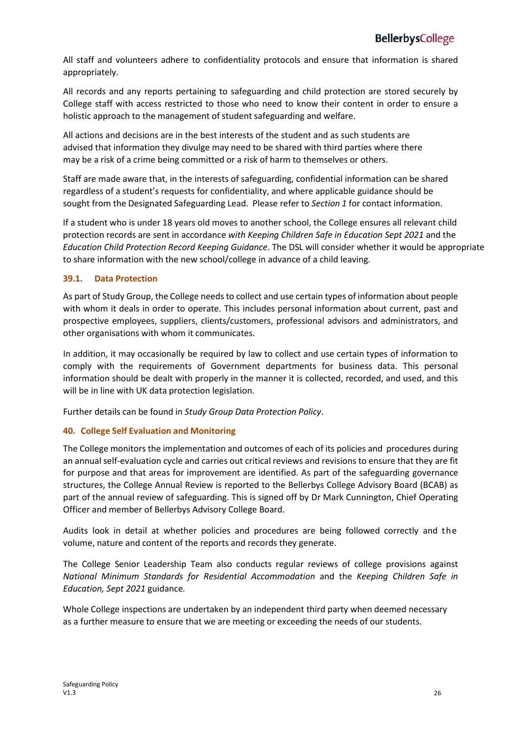All staff and volunteers adhere to confidentiality protocols and ensure that information is shared appropriately.

All records and any reports pertaining to safeguarding and child protection are stored securely by College staff with access restricted to those who need to know their content in order to ensure a holistic approach to the management of student safeguarding and welfare.

All actions and decisions are in the best interests of the student and as such students are advised that information they divulge may need to be shared with third parties where there may be a risk of a crime being committed or a risk of harm to themselves or others.

Staff are made aware that, in the interests of safeguarding, confidential information can be shared regardless of a student's requests for confidentiality, and where applicable guidance should be sought from the Designated Safeguarding Lead. Please refer to *Section 1* for contact information.

If a student who is under 18 years old moves to another school, the College ensures all relevant child protection records are sent in accordance *with Keeping Children Safe in Education Sept 2021* and the *Education Child Protection Record Keeping Guidance*. The DSL will consider whether it would be appropriate to share information with the new school/college in advance of a child leaving.

### 39.1. Data Protection

As part of Study Group, the College needs to collect and use certain types of information about people with whom it deals in order to operate. This includes personal information about current, past and prospective employees, suppliers, clients/customers, professional advisors and administrators, and other organisations with whom it communicates.

In addition, it may occasionally be required by law to collect and use certain types of information to comply with the requirements of Government departments for business data. This personal information should be dealt with properly in the manner it is collected, recorded, and used, and this will be in line with UK data protection legislation.

Further details can be found in *Study Group Data Protection Policy*.

## 40. College Self Evaluation and Monitoring

The College monitors the implementation and outcomes of each of its policies and procedures during an annual self-evaluation cycle and carries out critical reviews and revisions to ensure that they are fit for purpose and that areas for improvement are identified. As part of the safeguarding governance structures, the College Annual Review is reported to the Bellerbys College Advisory Board (BCAB) as part of the annual review of safeguarding. This is signed off by Dr Mark Cunnington, Chief Operating Officer and member of Bellerbys Advisory College Board.

Audits look in detail at whether policies and procedures are being followed correctly and the volume, nature and content of the reports and records they generate.

The College Senior Leadership Team also conducts regular reviews of college provisions against *National Minimum Standards for Residential Accommodation* and the *Keeping Children Safe in Education, Sept 2021* guidance.

Whole College inspections are undertaken by an independent third party when deemed necessary as a further measure to ensure that we are meeting or exceeding the needs of our students.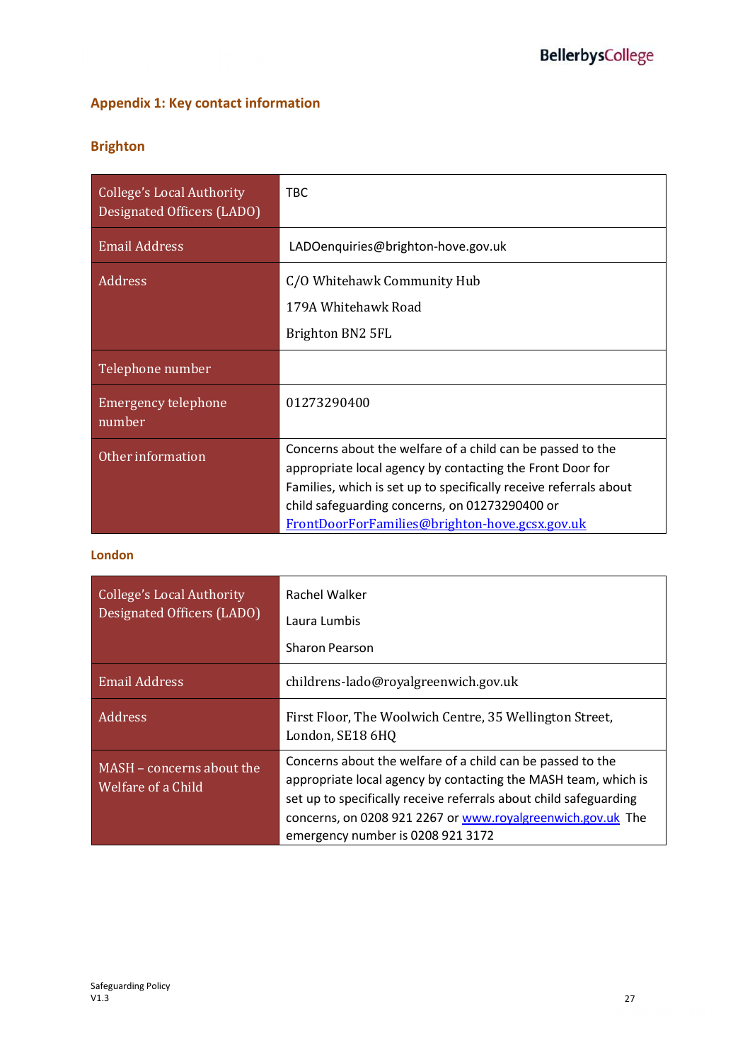## Appendix 1: Key contact information

### Brighton

| | |
|---|---|
| College's Local Authority Designated Officers (LADO) | TBC |
| Email Address | LADOenquiries@brighton-hove.gov.uk |
| Address | C/O Whitehawk Community Hub<br>179A Whitehawk Road<br>Brighton BN2 5FL |
| Telephone number | |
| Emergency telephone number | 01273290400 |
| Other information | Concerns about the welfare of a child can be passed to the appropriate local agency by contacting the Front Door for Families, which is set up to specifically receive referrals about child safeguarding concerns, on 01273290400 or FrontDoorForFamilies@brighton-hove.gcsx.gov.uk |

### London

| | |
|---|---|
| College's Local Authority Designated Officers (LADO) | Rachel Walker<br>Laura Lumbis<br>Sharon Pearson |
| Email Address | childrens-lado@royalgreenwich.gov.uk |
| Address | First Floor, The Woolwich Centre, 35 Wellington Street, London, SE18 6HQ |
| MASH – concerns about the Welfare of a Child | Concerns about the welfare of a child can be passed to the appropriate local agency by contacting the MASH team, which is set up to specifically receive referrals about child safeguarding concerns, on 0208 921 2267 or www.royalgreenwich.gov.uk The emergency number is 0208 921 3172 |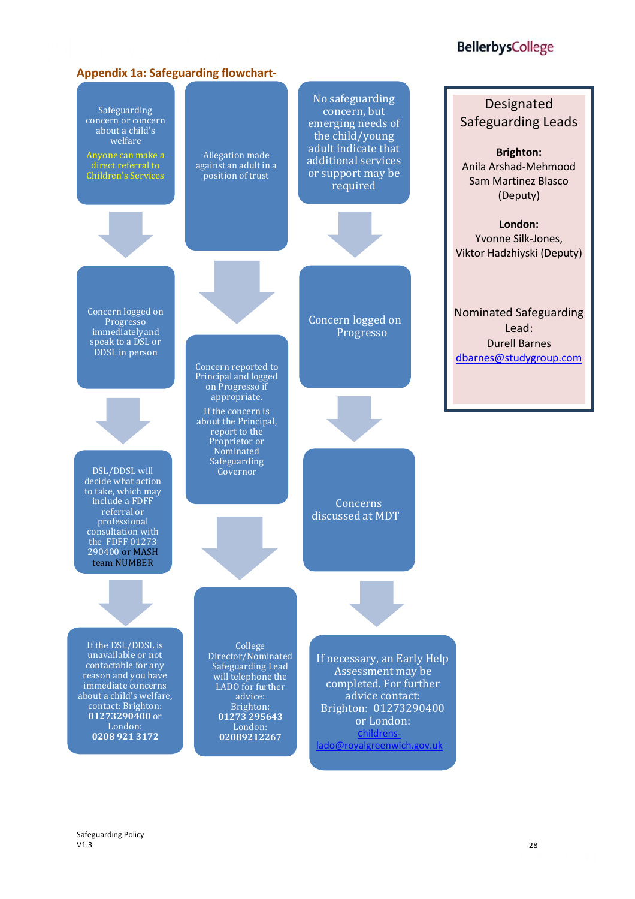## Appendix 1a: Safeguarding flowchart-

**Column 1:**

Safeguarding concern or concern about a child's welfare

Anyone can make a direct referral to Children's Services

↓

Concern logged on Progresso immediatelyand speak to a DSL or DDSL in person

↓

DSL/DDSL will decide what action to take, which may include a FDFF referral or professional consultation with the FDFF 01273 290400 or MASH team NUMBER

↓

If the DSL/DDSL is unavailable or not contactable for any reason and you have immediate concerns about a child's welfare, contact: Brighton: **01273290400** or London: **0208 921 3172**

**Column 2:**

Allegation made against an adult in a position of trust

↓

Concern reported to Principal and logged on Progresso if appropriate.

If the concern is about the Principal, report to the Proprietor or Nominated Safeguarding Governor

↓

College Director/Nominated Safeguarding Lead will telephone the LADO for further advice: Brighton: **01273 295643** London: **02089212267**

**Column 3:**

No safeguarding concern, but emerging needs of the child/young adult indicate that additional services or support may be required

↓

Concern logged on Progresso

↓

Concerns discussed at MDT

↓

If necessary, an Early Help Assessment may be completed. For further advice contact: Brighton: 01273290400 or London: childrens-lado@royalgreenwich.gov.uk

**Designated Safeguarding Leads**

**Brighton:**
Anila Arshad-Mehmood
Sam Martinez Blasco (Deputy)

**London:**
Yvonne Silk-Jones,
Viktor Hadzhiyski (Deputy)

Nominated Safeguarding Lead:
Durell Barnes
dbarnes@studygroup.com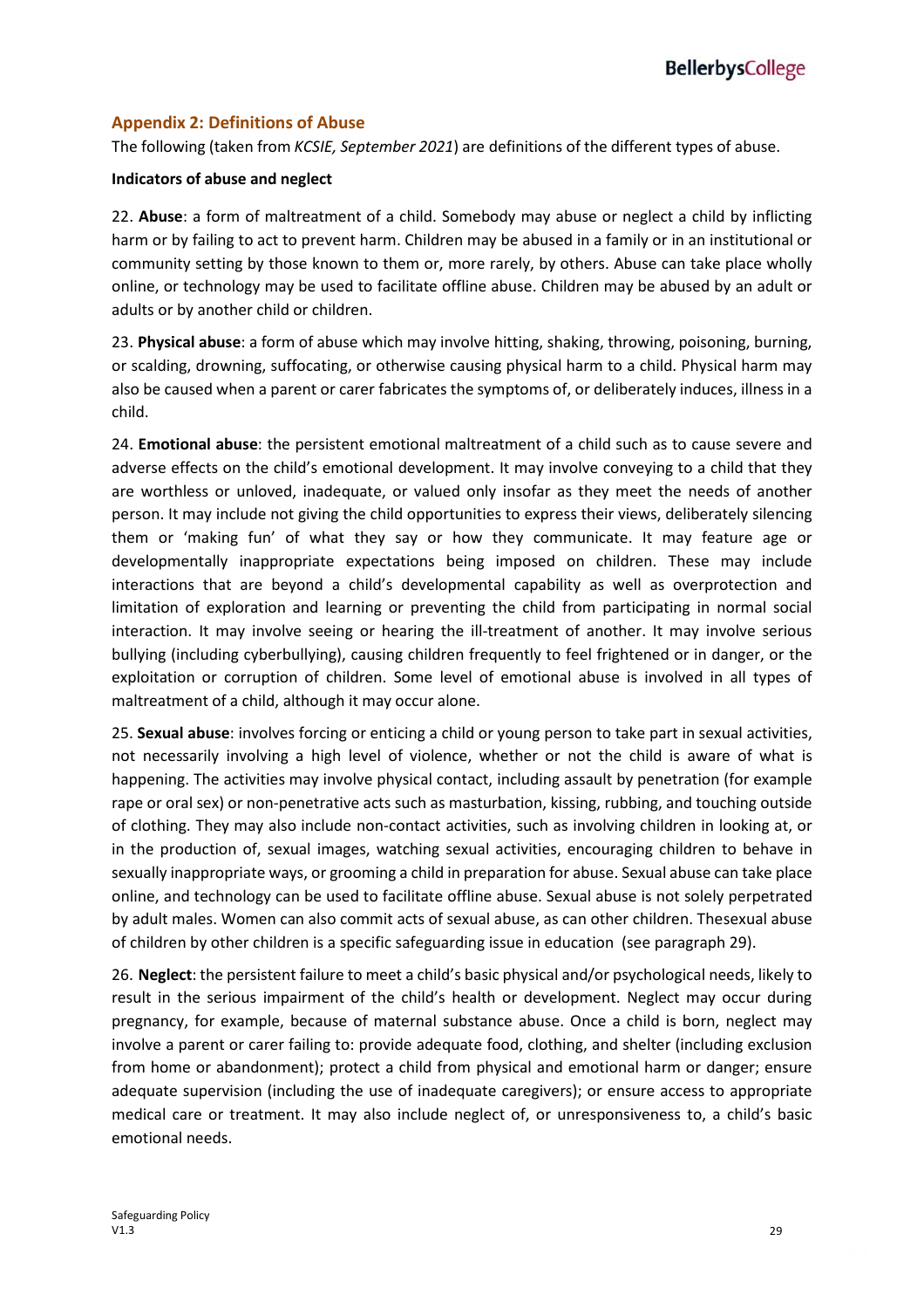## Appendix 2: Definitions of Abuse

The following (taken from *KCSIE, September 2021*) are definitions of the different types of abuse.

**Indicators of abuse and neglect**

22. **Abuse**: a form of maltreatment of a child. Somebody may abuse or neglect a child by inflicting harm or by failing to act to prevent harm. Children may be abused in a family or in an institutional or community setting by those known to them or, more rarely, by others. Abuse can take place wholly online, or technology may be used to facilitate offline abuse. Children may be abused by an adult or adults or by another child or children.

23. **Physical abuse**: a form of abuse which may involve hitting, shaking, throwing, poisoning, burning, or scalding, drowning, suffocating, or otherwise causing physical harm to a child. Physical harm may also be caused when a parent or carer fabricates the symptoms of, or deliberately induces, illness in a child.

24. **Emotional abuse**: the persistent emotional maltreatment of a child such as to cause severe and adverse effects on the child's emotional development. It may involve conveying to a child that they are worthless or unloved, inadequate, or valued only insofar as they meet the needs of another person. It may include not giving the child opportunities to express their views, deliberately silencing them or 'making fun' of what they say or how they communicate. It may feature age or developmentally inappropriate expectations being imposed on children. These may include interactions that are beyond a child's developmental capability as well as overprotection and limitation of exploration and learning or preventing the child from participating in normal social interaction. It may involve seeing or hearing the ill-treatment of another. It may involve serious bullying (including cyberbullying), causing children frequently to feel frightened or in danger, or the exploitation or corruption of children. Some level of emotional abuse is involved in all types of maltreatment of a child, although it may occur alone.

25. **Sexual abuse**: involves forcing or enticing a child or young person to take part in sexual activities, not necessarily involving a high level of violence, whether or not the child is aware of what is happening. The activities may involve physical contact, including assault by penetration (for example rape or oral sex) or non-penetrative acts such as masturbation, kissing, rubbing, and touching outside of clothing. They may also include non-contact activities, such as involving children in looking at, or in the production of, sexual images, watching sexual activities, encouraging children to behave in sexually inappropriate ways, or grooming a child in preparation for abuse. Sexual abuse can take place online, and technology can be used to facilitate offline abuse. Sexual abuse is not solely perpetrated by adult males. Women can also commit acts of sexual abuse, as can other children. Thesexual abuse of children by other children is a specific safeguarding issue in education (see paragraph 29).

26. **Neglect**: the persistent failure to meet a child's basic physical and/or psychological needs, likely to result in the serious impairment of the child's health or development. Neglect may occur during pregnancy, for example, because of maternal substance abuse. Once a child is born, neglect may involve a parent or carer failing to: provide adequate food, clothing, and shelter (including exclusion from home or abandonment); protect a child from physical and emotional harm or danger; ensure adequate supervision (including the use of inadequate caregivers); or ensure access to appropriate medical care or treatment. It may also include neglect of, or unresponsiveness to, a child's basic emotional needs.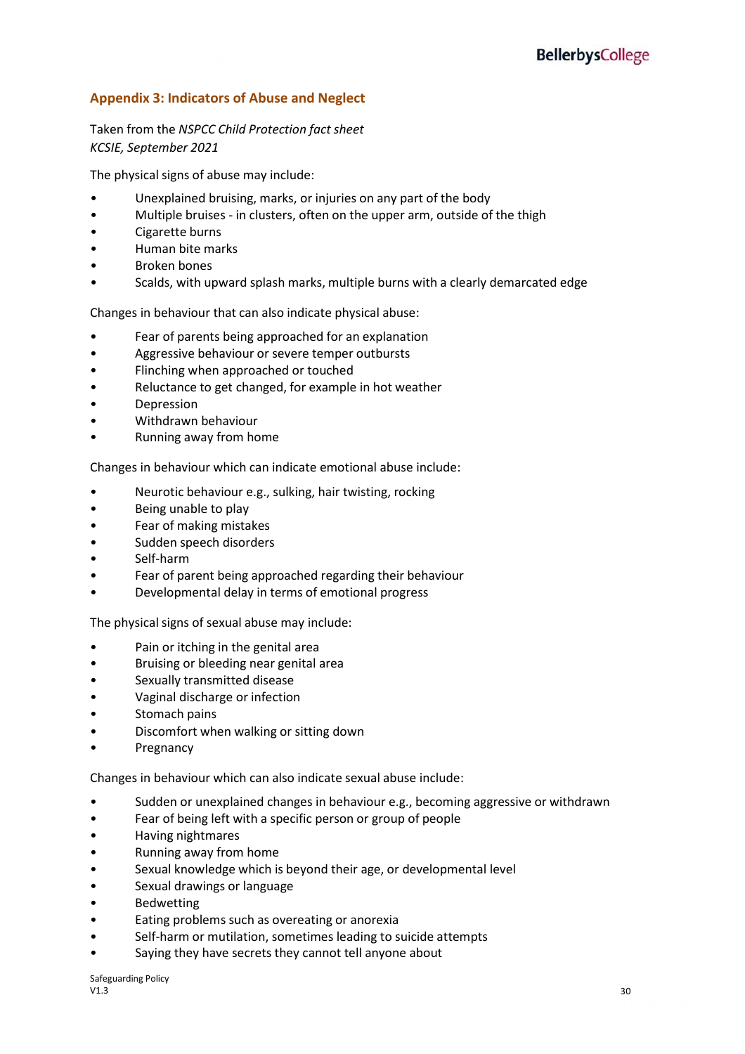## Appendix 3: Indicators of Abuse and Neglect

Taken from the *NSPCC Child Protection fact sheet*
*KCSIE, September 2021*

The physical signs of abuse may include:

- Unexplained bruising, marks, or injuries on any part of the body
- Multiple bruises - in clusters, often on the upper arm, outside of the thigh
- Cigarette burns
- Human bite marks
- Broken bones
- Scalds, with upward splash marks, multiple burns with a clearly demarcated edge

Changes in behaviour that can also indicate physical abuse:

- Fear of parents being approached for an explanation
- Aggressive behaviour or severe temper outbursts
- Flinching when approached or touched
- Reluctance to get changed, for example in hot weather
- Depression
- Withdrawn behaviour
- Running away from home

Changes in behaviour which can indicate emotional abuse include:

- Neurotic behaviour e.g., sulking, hair twisting, rocking
- Being unable to play
- Fear of making mistakes
- Sudden speech disorders
- Self-harm
- Fear of parent being approached regarding their behaviour
- Developmental delay in terms of emotional progress

The physical signs of sexual abuse may include:

- Pain or itching in the genital area
- Bruising or bleeding near genital area
- Sexually transmitted disease
- Vaginal discharge or infection
- Stomach pains
- Discomfort when walking or sitting down
- Pregnancy

Changes in behaviour which can also indicate sexual abuse include:

- Sudden or unexplained changes in behaviour e.g., becoming aggressive or withdrawn
- Fear of being left with a specific person or group of people
- Having nightmares
- Running away from home
- Sexual knowledge which is beyond their age, or developmental level
- Sexual drawings or language
- Bedwetting
- Eating problems such as overeating or anorexia
- Self-harm or mutilation, sometimes leading to suicide attempts
- Saying they have secrets they cannot tell anyone about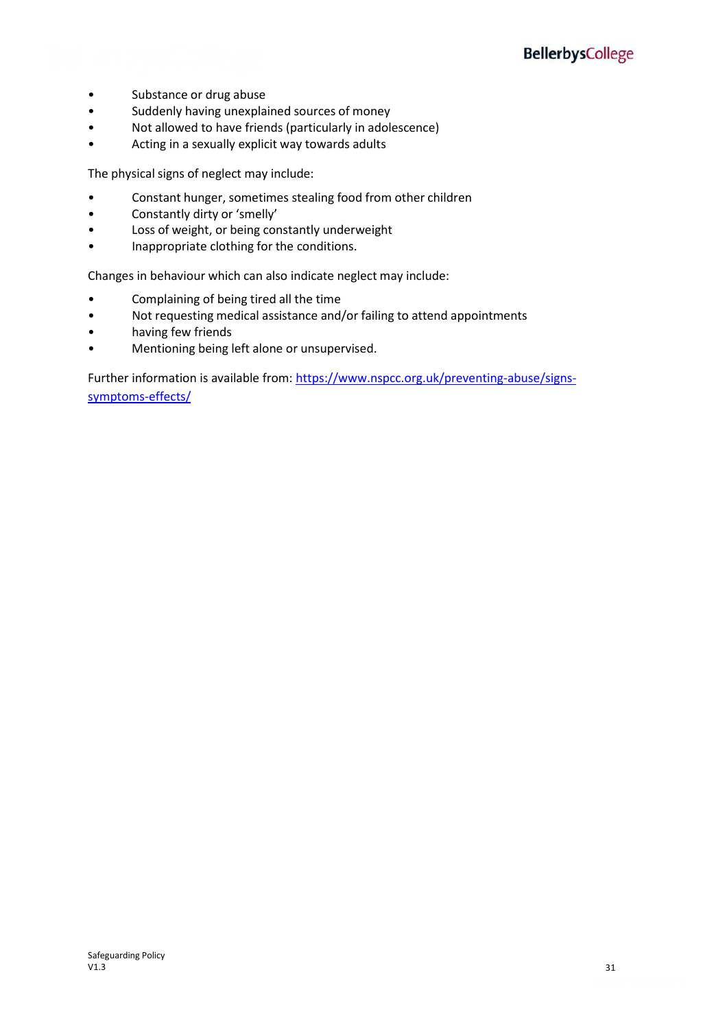- Substance or drug abuse
- Suddenly having unexplained sources of money
- Not allowed to have friends (particularly in adolescence)
- Acting in a sexually explicit way towards adults

The physical signs of neglect may include:

- Constant hunger, sometimes stealing food from other children
- Constantly dirty or 'smelly'
- Loss of weight, or being constantly underweight
- Inappropriate clothing for the conditions.

Changes in behaviour which can also indicate neglect may include:

- Complaining of being tired all the time
- Not requesting medical assistance and/or failing to attend appointments
- having few friends
- Mentioning being left alone or unsupervised.

Further information is available from: [https://www.nspcc.org.uk/preventing-abuse/signs-symptoms-effects/](https://www.nspcc.org.uk/preventing-abuse/signs-symptoms-effects/)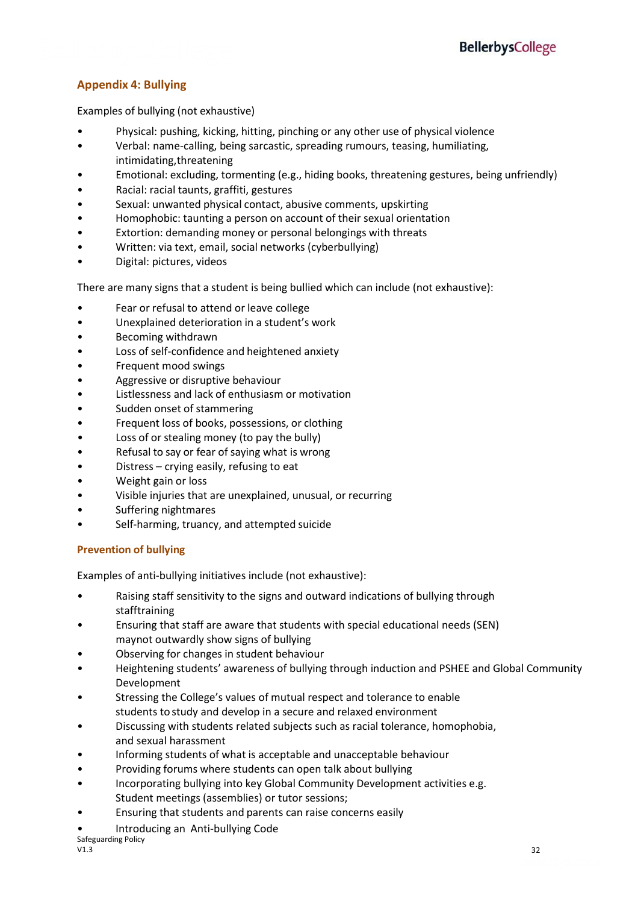## Appendix 4: Bullying

Examples of bullying (not exhaustive)

- Physical: pushing, kicking, hitting, pinching or any other use of physical violence
- Verbal: name-calling, being sarcastic, spreading rumours, teasing, humiliating, intimidating,threatening
- Emotional: excluding, tormenting (e.g., hiding books, threatening gestures, being unfriendly)
- Racial: racial taunts, graffiti, gestures
- Sexual: unwanted physical contact, abusive comments, upskirting
- Homophobic: taunting a person on account of their sexual orientation
- Extortion: demanding money or personal belongings with threats
- Written: via text, email, social networks (cyberbullying)
- Digital: pictures, videos

There are many signs that a student is being bullied which can include (not exhaustive):

- Fear or refusal to attend or leave college
- Unexplained deterioration in a student's work
- Becoming withdrawn
- Loss of self-confidence and heightened anxiety
- Frequent mood swings
- Aggressive or disruptive behaviour
- Listlessness and lack of enthusiasm or motivation
- Sudden onset of stammering
- Frequent loss of books, possessions, or clothing
- Loss of or stealing money (to pay the bully)
- Refusal to say or fear of saying what is wrong
- Distress – crying easily, refusing to eat
- Weight gain or loss
- Visible injuries that are unexplained, unusual, or recurring
- Suffering nightmares
- Self-harming, truancy, and attempted suicide

### Prevention of bullying

Examples of anti-bullying initiatives include (not exhaustive):

- Raising staff sensitivity to the signs and outward indications of bullying through stafftraining
- Ensuring that staff are aware that students with special educational needs (SEN) maynot outwardly show signs of bullying
- Observing for changes in student behaviour
- Heightening students' awareness of bullying through induction and PSHEE and Global Community Development
- Stressing the College's values of mutual respect and tolerance to enable students to study and develop in a secure and relaxed environment
- Discussing with students related subjects such as racial tolerance, homophobia, and sexual harassment
- Informing students of what is acceptable and unacceptable behaviour
- Providing forums where students can open talk about bullying
- Incorporating bullying into key Global Community Development activities e.g. Student meetings (assemblies) or tutor sessions;
- Ensuring that students and parents can raise concerns easily
- Introducing an Anti-bullying Code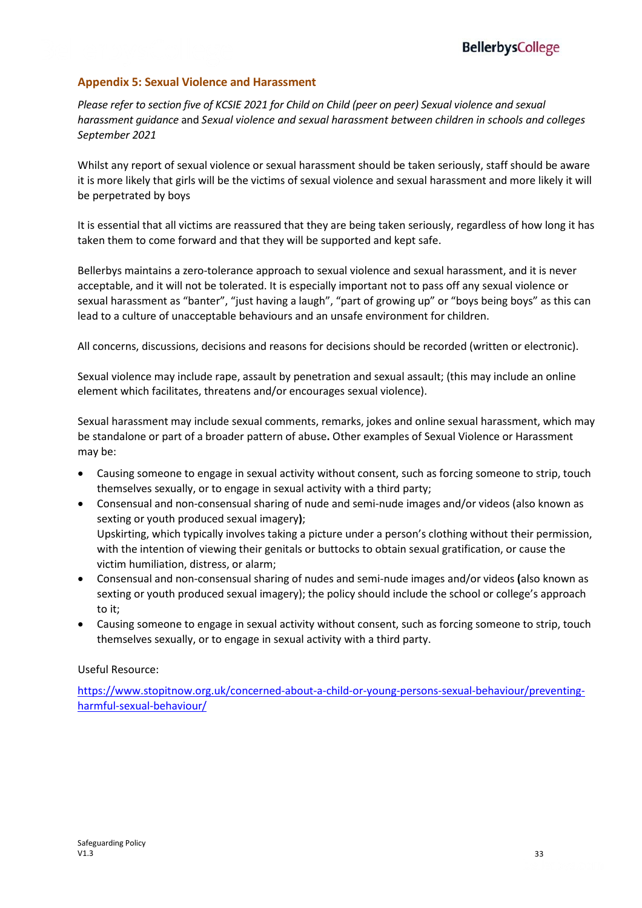## Appendix 5: Sexual Violence and Harassment

*Please refer to section five of KCSIE 2021 for Child on Child (peer on peer) Sexual violence and sexual harassment guidance* and *Sexual violence and sexual harassment between children in schools and colleges September 2021*

Whilst any report of sexual violence or sexual harassment should be taken seriously, staff should be aware it is more likely that girls will be the victims of sexual violence and sexual harassment and more likely it will be perpetrated by boys

It is essential that all victims are reassured that they are being taken seriously, regardless of how long it has taken them to come forward and that they will be supported and kept safe.

Bellerbys maintains a zero-tolerance approach to sexual violence and sexual harassment, and it is never acceptable, and it will not be tolerated. It is especially important not to pass off any sexual violence or sexual harassment as "banter", "just having a laugh", "part of growing up" or "boys being boys" as this can lead to a culture of unacceptable behaviours and an unsafe environment for children.

All concerns, discussions, decisions and reasons for decisions should be recorded (written or electronic).

Sexual violence may include rape, assault by penetration and sexual assault; (this may include an online element which facilitates, threatens and/or encourages sexual violence).

Sexual harassment may include sexual comments, remarks, jokes and online sexual harassment, which may be standalone or part of a broader pattern of abuse**.** Other examples of Sexual Violence or Harassment may be:

- Causing someone to engage in sexual activity without consent, such as forcing someone to strip, touch themselves sexually, or to engage in sexual activity with a third party;
- Consensual and non-consensual sharing of nude and semi-nude images and/or videos (also known as sexting or youth produced sexual imagery**)**;
  Upskirting, which typically involves taking a picture under a person's clothing without their permission, with the intention of viewing their genitals or buttocks to obtain sexual gratification, or cause the victim humiliation, distress, or alarm;
- Consensual and non-consensual sharing of nudes and semi-nude images and/or videos **(**also known as sexting or youth produced sexual imagery); the policy should include the school or college's approach to it;
- Causing someone to engage in sexual activity without consent, such as forcing someone to strip, touch themselves sexually, or to engage in sexual activity with a third party.

Useful Resource:

https://www.stopitnow.org.uk/concerned-about-a-child-or-young-persons-sexual-behaviour/preventing-harmful-sexual-behaviour/